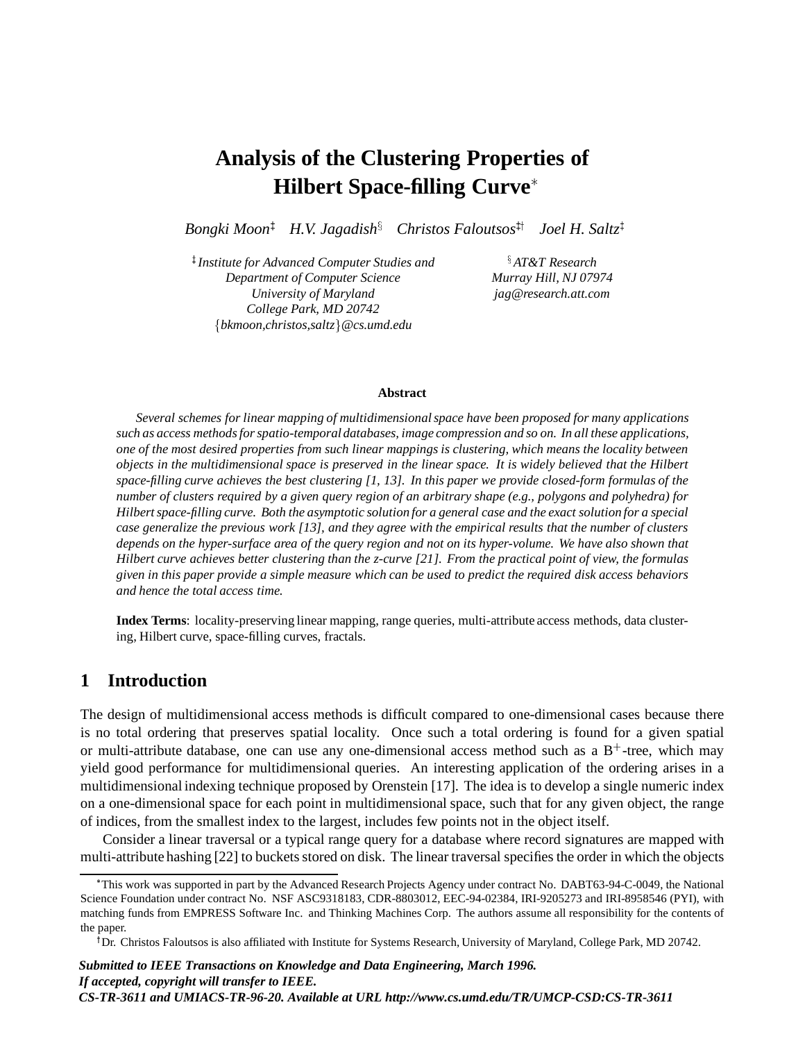# Analysis of the Clustering Properties of Hilbert Space-filling Curve*

*Bongki Moon*[‡] *H.V. Jagadish*[§] *Christos Faloutsos*[‡†] *Joel H. Saltz*[‡]

[‡] *Institute for Advanced Computer Studies and*
*Department of Computer Science*
*University of Maryland*
*College Park, MD 20742*
*{bkmoon,christos,saltz}@cs.umd.edu*

[§] *AT&T Research*
*Murray Hill, NJ 07974*
*jag@research.att.com*

**Abstract**

*Several schemes for linear mapping of multidimensional space have been proposed for many applications such as access methods for spatio-temporal databases, image compression and so on. In all these applications, one of the most desired properties from such linear mappings is clustering, which means the locality between objects in the multidimensional space is preserved in the linear space. It is widely believed that the Hilbert space-filling curve achieves the best clustering [1, 13]. In this paper we provide closed-form formulas of the number of clusters required by a given query region of an arbitrary shape (e.g., polygons and polyhedra) for Hilbert space-filling curve. Both the asymptotic solution for a general case and the exact solution for a special case generalize the previous work [13], and they agree with the empirical results that the number of clusters depends on the hyper-surface area of the query region and not on its hyper-volume. We have also shown that Hilbert curve achieves better clustering than the z-curve [21]. From the practical point of view, the formulas given in this paper provide a simple measure which can be used to predict the required disk access behaviors and hence the total access time.*

**Index Terms**: locality-preserving linear mapping, range queries, multi-attribute access methods, data clustering, Hilbert curve, space-filling curves, fractals.

## 1 Introduction

The design of multidimensional access methods is difficult compared to one-dimensional cases because there is no total ordering that preserves spatial locality. Once such a total ordering is found for a given spatial or multi-attribute database, one can use any one-dimensional access method such as a B$^+$-tree, which may yield good performance for multidimensional queries. An interesting application of the ordering arises in a multidimensional indexing technique proposed by Orenstein [17]. The idea is to develop a single numeric index on a one-dimensional space for each point in multidimensional space, such that for any given object, the range of indices, from the smallest index to the largest, includes few points not in the object itself.

Consider a linear traversal or a typical range query for a database where record signatures are mapped with multi-attribute hashing [22] to buckets stored on disk. The linear traversal specifies the order in which the objects

---

*This work was supported in part by the Advanced Research Projects Agency under contract No. DABT63-94-C-0049, the National Science Foundation under contract No. NSF ASC9318183, CDR-8803012, EEC-94-02384, IRI-9205273 and IRI-8958546 (PYI), with matching funds from EMPRESS Software Inc. and Thinking Machines Corp. The authors assume all responsibility for the contents of the paper.

†Dr. Christos Faloutsos is also affiliated with Institute for Systems Research, University of Maryland, College Park, MD 20742.

***Submitted to IEEE Transactions on Knowledge and Data Engineering, March 1996.***
***If accepted, copyright will transfer to IEEE.***
***CS-TR-3611 and UMIACS-TR-96-20. Available at URL http://www.cs.umd.edu/TR/UMCP-CSD:CS-TR-3611***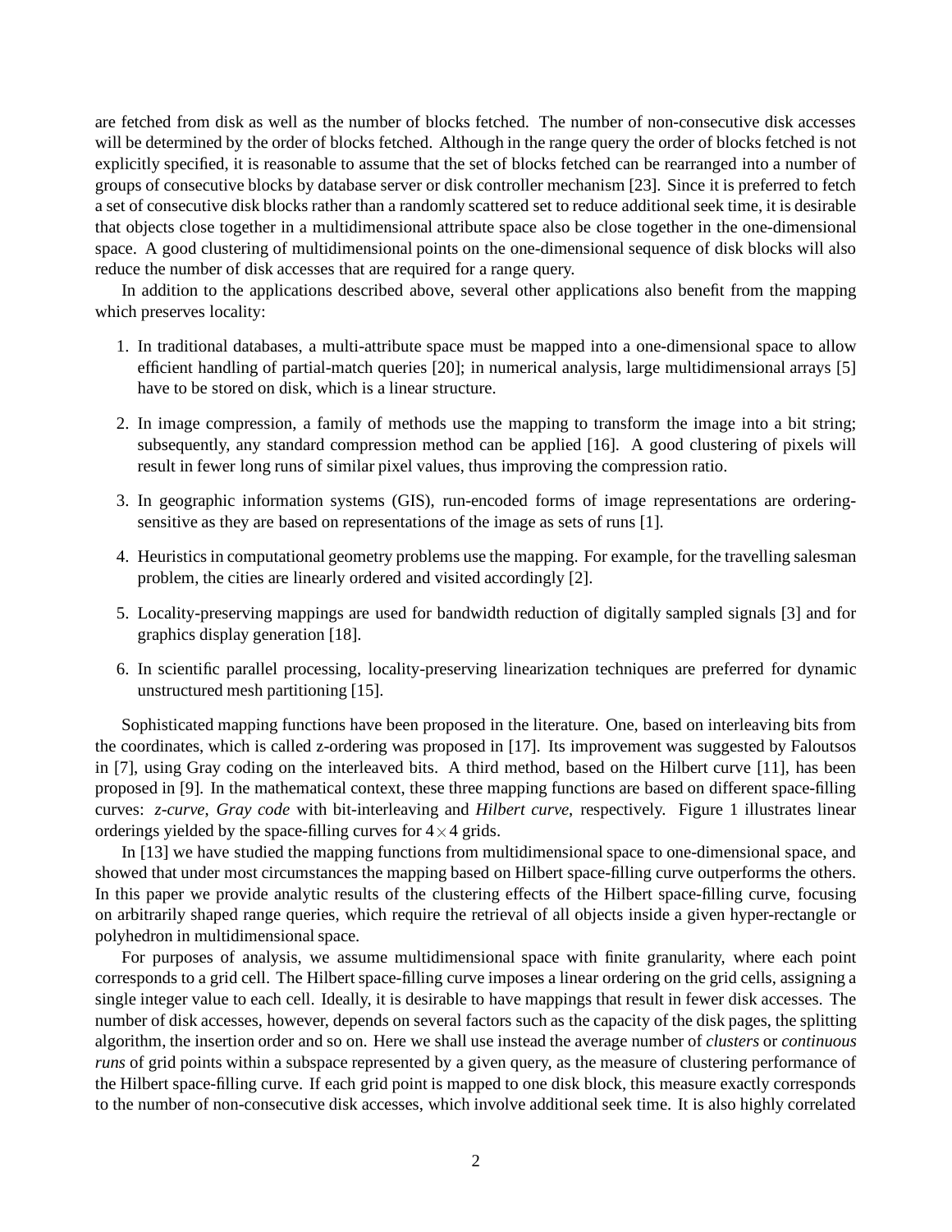are fetched from disk as well as the number of blocks fetched. The number of non-consecutive disk accesses will be determined by the order of blocks fetched. Although in the range query the order of blocks fetched is not explicitly specified, it is reasonable to assume that the set of blocks fetched can be rearranged into a number of groups of consecutive blocks by database server or disk controller mechanism [23]. Since it is preferred to fetch a set of consecutive disk blocks rather than a randomly scattered set to reduce additional seek time, it is desirable that objects close together in a multidimensional attribute space also be close together in the one-dimensional space. A good clustering of multidimensional points on the one-dimensional sequence of disk blocks will also reduce the number of disk accesses that are required for a range query.

In addition to the applications described above, several other applications also benefit from the mapping which preserves locality:

1. In traditional databases, a multi-attribute space must be mapped into a one-dimensional space to allow efficient handling of partial-match queries [20]; in numerical analysis, large multidimensional arrays [5] have to be stored on disk, which is a linear structure.
2. In image compression, a family of methods use the mapping to transform the image into a bit string; subsequently, any standard compression method can be applied [16]. A good clustering of pixels will result in fewer long runs of similar pixel values, thus improving the compression ratio.
3. In geographic information systems (GIS), run-encoded forms of image representations are ordering-sensitive as they are based on representations of the image as sets of runs [1].
4. Heuristics in computational geometry problems use the mapping. For example, for the travelling salesman problem, the cities are linearly ordered and visited accordingly [2].
5. Locality-preserving mappings are used for bandwidth reduction of digitally sampled signals [3] and for graphics display generation [18].
6. In scientific parallel processing, locality-preserving linearization techniques are preferred for dynamic unstructured mesh partitioning [15].

Sophisticated mapping functions have been proposed in the literature. One, based on interleaving bits from the coordinates, which is called z-ordering was proposed in [17]. Its improvement was suggested by Faloutsos in [7], using Gray coding on the interleaved bits. A third method, based on the Hilbert curve [11], has been proposed in [9]. In the mathematical context, these three mapping functions are based on different space-filling curves: *z-curve*, *Gray code* with bit-interleaving and *Hilbert curve*, respectively. Figure 1 illustrates linear orderings yielded by the space-filling curves for $4 \times 4$ grids.

In [13] we have studied the mapping functions from multidimensional space to one-dimensional space, and showed that under most circumstances the mapping based on Hilbert space-filling curve outperforms the others. In this paper we provide analytic results of the clustering effects of the Hilbert space-filling curve, focusing on arbitrarily shaped range queries, which require the retrieval of all objects inside a given hyper-rectangle or polyhedron in multidimensional space.

For purposes of analysis, we assume multidimensional space with finite granularity, where each point corresponds to a grid cell. The Hilbert space-filling curve imposes a linear ordering on the grid cells, assigning a single integer value to each cell. Ideally, it is desirable to have mappings that result in fewer disk accesses. The number of disk accesses, however, depends on several factors such as the capacity of the disk pages, the splitting algorithm, the insertion order and so on. Here we shall use instead the average number of *clusters* or *continuous runs* of grid points within a subspace represented by a given query, as the measure of clustering performance of the Hilbert space-filling curve. If each grid point is mapped to one disk block, this measure exactly corresponds to the number of non-consecutive disk accesses, which involve additional seek time. It is also highly correlated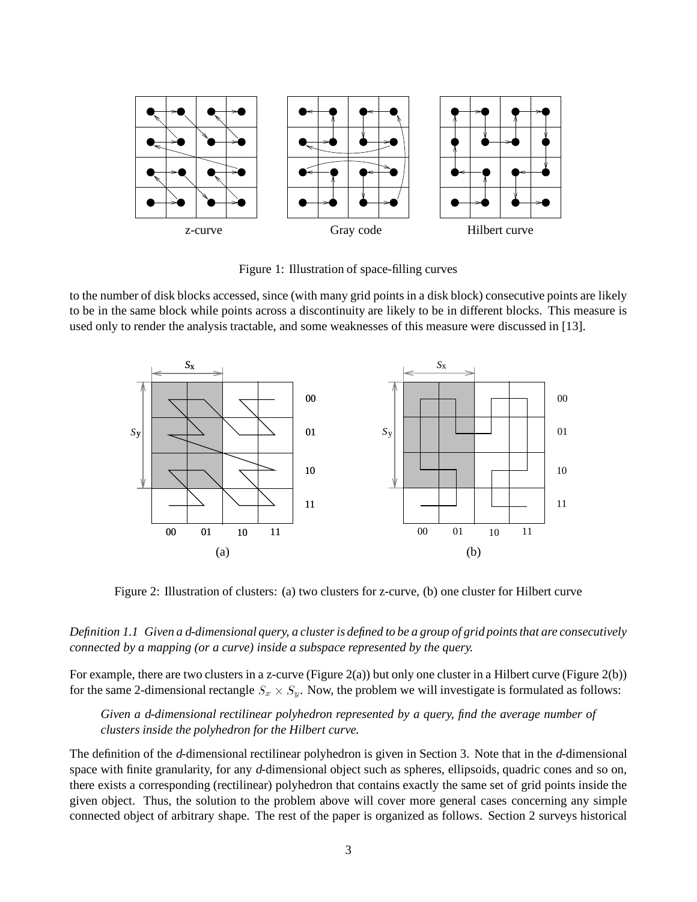Figure 1: Illustration of space-filling curves

to the number of disk blocks accessed, since (with many grid points in a disk block) consecutive points are likely to be in the same block while points across a discontinuity are likely to be in different blocks. This measure is used only to render the analysis tractable, and some weaknesses of this measure were discussed in [13].

Figure 2: Illustration of clusters: (a) two clusters for z-curve, (b) one cluster for Hilbert curve

*Definition 1.1 Given a d-dimensional query, a cluster is defined to be a group of grid points that are consecutively connected by a mapping (or a curve) inside a subspace represented by the query.*

For example, there are two clusters in a z-curve (Figure 2(a)) but only one cluster in a Hilbert curve (Figure 2(b)) for the same 2-dimensional rectangle $S_x \times S_y$. Now, the problem we will investigate is formulated as follows:

> *Given a d-dimensional rectilinear polyhedron represented by a query, find the average number of clusters inside the polyhedron for the Hilbert curve.*

The definition of the *d*-dimensional rectilinear polyhedron is given in Section 3. Note that in the *d*-dimensional space with finite granularity, for any *d*-dimensional object such as spheres, ellipsoids, quadric cones and so on, there exists a corresponding (rectilinear) polyhedron that contains exactly the same set of grid points inside the given object. Thus, the solution to the problem above will cover more general cases concerning any simple connected object of arbitrary shape. The rest of the paper is organized as follows. Section 2 surveys historical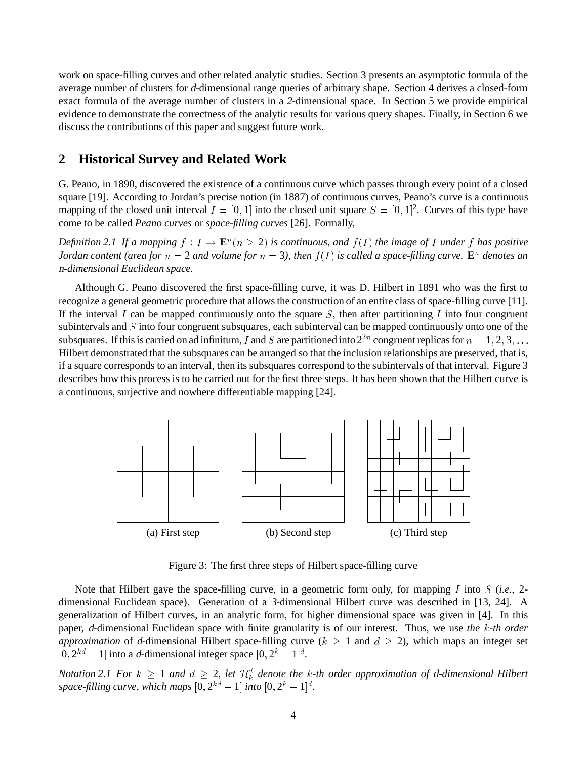work on space-filling curves and other related analytic studies. Section 3 presents an asymptotic formula of the average number of clusters for *d*-dimensional range queries of arbitrary shape. Section 4 derives a closed-form exact formula of the average number of clusters in a *2*-dimensional space. In Section 5 we provide empirical evidence to demonstrate the correctness of the analytic results for various query shapes. Finally, in Section 6 we discuss the contributions of this paper and suggest future work.

## 2 Historical Survey and Related Work

G. Peano, in 1890, discovered the existence of a continuous curve which passes through every point of a closed square [19]. According to Jordan's precise notion (in 1887) of continuous curves, Peano's curve is a continuous mapping of the closed unit interval $I = [0, 1]$ into the closed unit square $S = [0, 1]^2$. Curves of this type have come to be called *Peano curves* or *space-filling curves* [26]. Formally,

*Definition 2.1 If a mapping $f : I \rightarrow \mathbf{E}^n (n \geq 2)$ is continuous, and $f(I)$ the image of $I$ under $f$ has positive Jordan content (area for $n = 2$ and volume for $n = 3$), then $f(I)$ is called a space-filling curve. $\mathbf{E}^n$ denotes an n-dimensional Euclidean space.*

Although G. Peano discovered the first space-filling curve, it was D. Hilbert in 1891 who was the first to recognize a general geometric procedure that allows the construction of an entire class of space-filling curve [11]. If the interval $I$ can be mapped continuously onto the square $S$, then after partitioning $I$ into four congruent subintervals and $S$ into four congruent subsquares, each subinterval can be mapped continuously onto one of the subsquares. If this is carried on ad infinitum, $I$ and $S$ are partitioned into $2^{2n}$ congruent replicas for $n = 1, 2, 3, \ldots$ Hilbert demonstrated that the subsquares can be arranged so that the inclusion relationships are preserved, that is, if a square corresponds to an interval, then its subsquares correspond to the subintervals of that interval. Figure 3 describes how this process is to be carried out for the first three steps. It has been shown that the Hilbert curve is a continuous, surjective and nowhere differentiable mapping [24].

(a) First step (b) Second step (c) Third step

Figure 3: The first three steps of Hilbert space-filling curve

Note that Hilbert gave the space-filling curve, in a geometric form only, for mapping $I$ into $S$ (*i.e.*, 2-dimensional Euclidean space). Generation of a *3*-dimensional Hilbert curve was described in [13, 24]. A generalization of Hilbert curves, in an analytic form, for higher dimensional space was given in [4]. In this paper, *d*-dimensional Euclidean space with finite granularity is of our interest. Thus, we use *the $k$-th order approximation* of *d*-dimensional Hilbert space-filling curve ($k \geq 1$ and $d \geq 2$), which maps an integer set $[0, 2^{kd} - 1]$ into a *d*-dimensional integer space $[0, 2^k - 1]^d$.

*Notation 2.1 For $k \geq 1$ and $d \geq 2$, let $\mathcal{H}_k^d$ denote the $k$-th order approximation of d-dimensional Hilbert space-filling curve, which maps $[0, 2^{kd} - 1]$ into $[0, 2^k - 1]^d$.*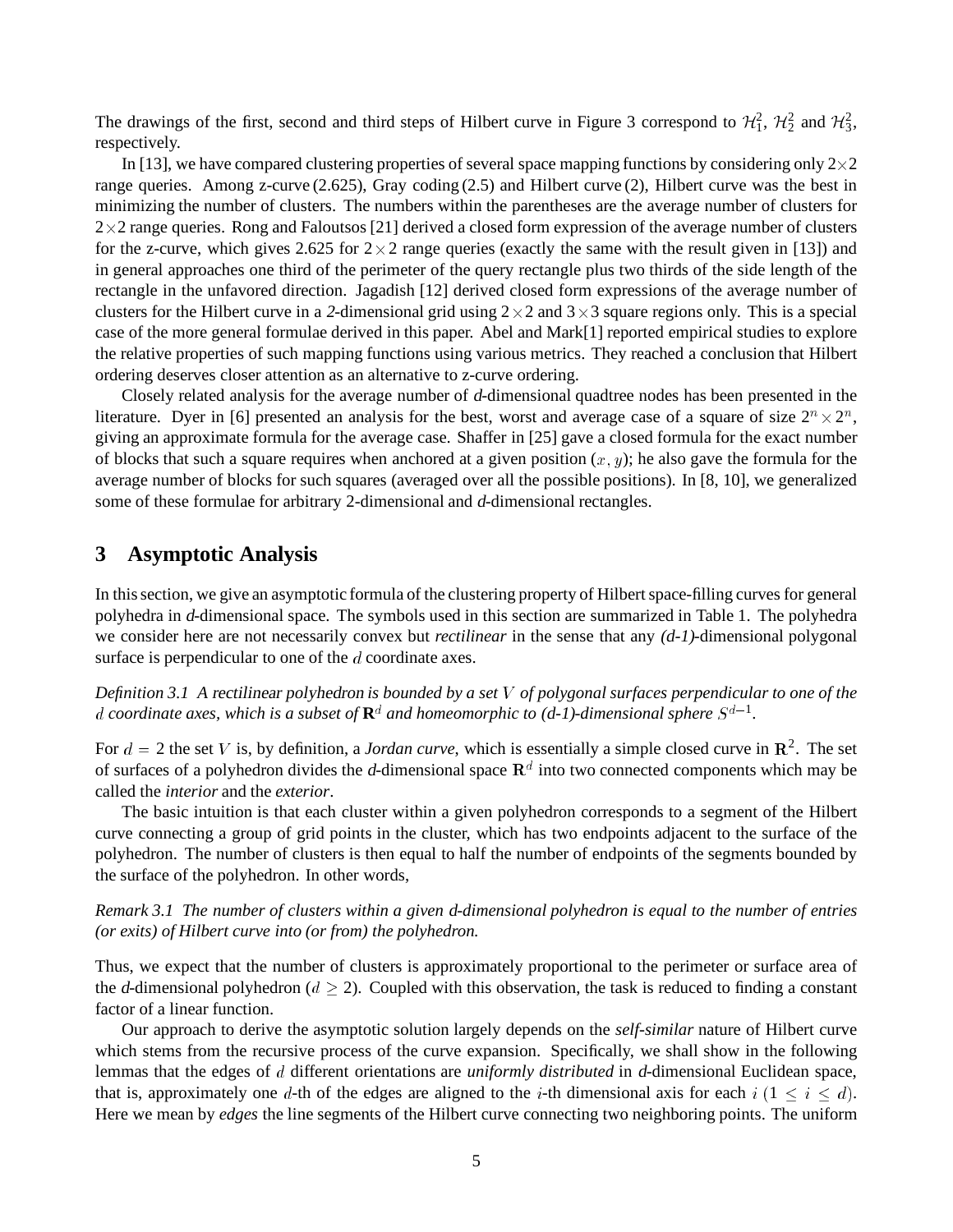The drawings of the first, second and third steps of Hilbert curve in Figure 3 correspond to $\mathcal{H}_1^2$, $\mathcal{H}_2^2$ and $\mathcal{H}_3^2$, respectively.

In [13], we have compared clustering properties of several space mapping functions by considering only $2\times 2$ range queries. Among z-curve (2.625), Gray coding (2.5) and Hilbert curve (2), Hilbert curve was the best in minimizing the number of clusters. The numbers within the parentheses are the average number of clusters for $2\times 2$ range queries. Rong and Faloutsos [21] derived a closed form expression of the average number of clusters for the z-curve, which gives 2.625 for $2\times 2$ range queries (exactly the same with the result given in [13]) and in general approaches one third of the perimeter of the query rectangle plus two thirds of the side length of the rectangle in the unfavored direction. Jagadish [12] derived closed form expressions of the average number of clusters for the Hilbert curve in a *2*-dimensional grid using $2\times 2$ and $3\times 3$ square regions only. This is a special case of the more general formulae derived in this paper. Abel and Mark[1] reported empirical studies to explore the relative properties of such mapping functions using various metrics. They reached a conclusion that Hilbert ordering deserves closer attention as an alternative to z-curve ordering.

Closely related analysis for the average number of *d*-dimensional quadtree nodes has been presented in the literature. Dyer in [6] presented an analysis for the best, worst and average case of a square of size $2^n \times 2^n$, giving an approximate formula for the average case. Shaffer in [25] gave a closed formula for the exact number of blocks that such a square requires when anchored at a given position $(x, y)$; he also gave the formula for the average number of blocks for such squares (averaged over all the possible positions). In [8, 10], we generalized some of these formulae for arbitrary 2-dimensional and *d*-dimensional rectangles.

## 3 Asymptotic Analysis

In this section, we give an asymptotic formula of the clustering property of Hilbert space-filling curves for general polyhedra in *d*-dimensional space. The symbols used in this section are summarized in Table 1. The polyhedra we consider here are not necessarily convex but *rectilinear* in the sense that any *(d-1)*-dimensional polygonal surface is perpendicular to one of the $d$ coordinate axes.

*Definition 3.1 A rectilinear polyhedron is bounded by a set $V$ of polygonal surfaces perpendicular to one of the $d$ coordinate axes, which is a subset of $\mathbf{R}^d$ and homeomorphic to (d-1)-dimensional sphere $S^{d-1}$.*

For $d = 2$ the set $V$ is, by definition, a *Jordan curve*, which is essentially a simple closed curve in $\mathbf{R}^2$. The set of surfaces of a polyhedron divides the *d*-dimensional space $\mathbf{R}^d$ into two connected components which may be called the *interior* and the *exterior*.

The basic intuition is that each cluster within a given polyhedron corresponds to a segment of the Hilbert curve connecting a group of grid points in the cluster, which has two endpoints adjacent to the surface of the polyhedron. The number of clusters is then equal to half the number of endpoints of the segments bounded by the surface of the polyhedron. In other words,

*Remark 3.1 The number of clusters within a given d-dimensional polyhedron is equal to the number of entries (or exits) of Hilbert curve into (or from) the polyhedron.*

Thus, we expect that the number of clusters is approximately proportional to the perimeter or surface area of the *d*-dimensional polyhedron ($d \geq 2$). Coupled with this observation, the task is reduced to finding a constant factor of a linear function.

Our approach to derive the asymptotic solution largely depends on the *self-similar* nature of Hilbert curve which stems from the recursive process of the curve expansion. Specifically, we shall show in the following lemmas that the edges of $d$ different orientations are *uniformly distributed* in *d*-dimensional Euclidean space, that is, approximately one $d$-th of the edges are aligned to the $i$-th dimensional axis for each $i$ $(1 \leq i \leq d)$. Here we mean by *edges* the line segments of the Hilbert curve connecting two neighboring points. The uniform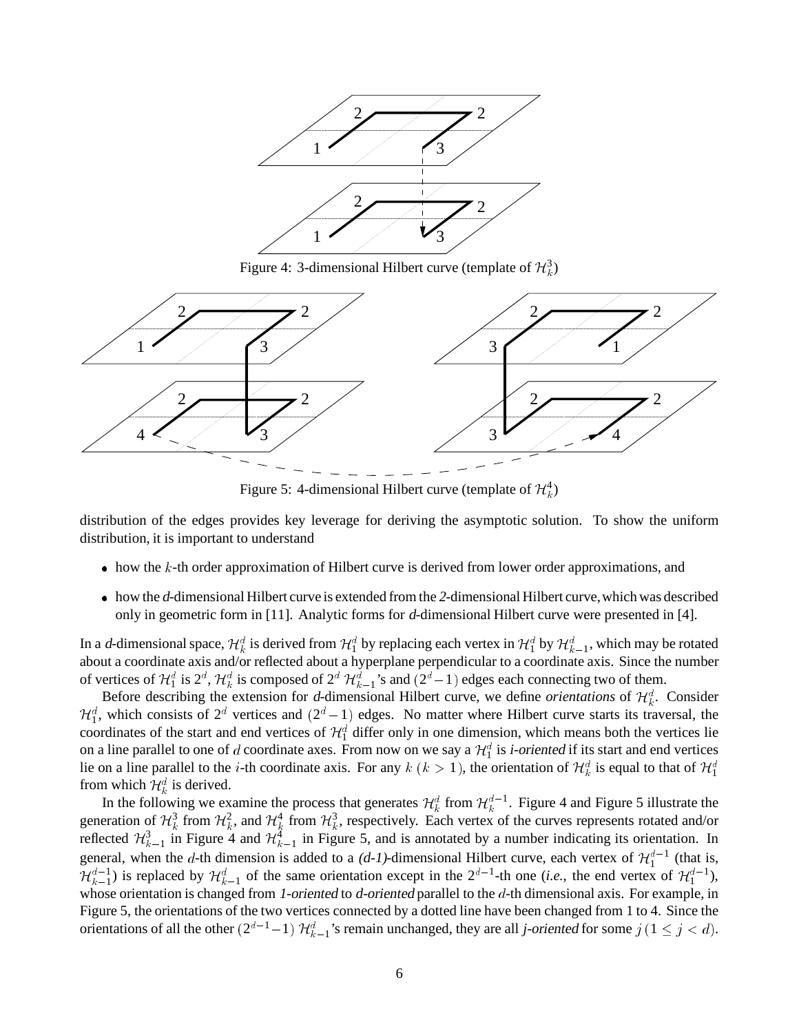Figure 4: 3-dimensional Hilbert curve (template of $\mathcal{H}_k^3$)

Figure 5: 4-dimensional Hilbert curve (template of $\mathcal{H}_k^4$)

distribution of the edges provides key leverage for deriving the asymptotic solution. To show the uniform distribution, it is important to understand

- how the $k$-th order approximation of Hilbert curve is derived from lower order approximations, and
- how the *d*-dimensional Hilbert curve is extended from the *2*-dimensional Hilbert curve, which was described only in geometric form in [11]. Analytic forms for *d*-dimensional Hilbert curve were presented in [4].

In a *d*-dimensional space, $\mathcal{H}_k^d$ is derived from $\mathcal{H}_1^d$ by replacing each vertex in $\mathcal{H}_1^d$ by $\mathcal{H}_{k-1}^d$, which may be rotated about a coordinate axis and/or reflected about a hyperplane perpendicular to a coordinate axis. Since the number of vertices of $\mathcal{H}_1^d$ is $2^d$, $\mathcal{H}_k^d$ is composed of $2^d$ $\mathcal{H}_{k-1}^d$'s and $(2^d - 1)$ edges each connecting two of them.

Before describing the extension for *d*-dimensional Hilbert curve, we define *orientations* of $\mathcal{H}_k^d$. Consider $\mathcal{H}_1^d$, which consists of $2^d$ vertices and $(2^d - 1)$ edges. No matter where Hilbert curve starts its traversal, the coordinates of the start and end vertices of $\mathcal{H}_1^d$ differ only in one dimension, which means both the vertices lie on a line parallel to one of $d$ coordinate axes. From now on we say a $\mathcal{H}_1^d$ is *i-oriented* if its start and end vertices lie on a line parallel to the $i$-th coordinate axis. For any $k$ ($k > 1$), the orientation of $\mathcal{H}_k^d$ is equal to that of $\mathcal{H}_1^d$ from which $\mathcal{H}_k^d$ is derived.

In the following we examine the process that generates $\mathcal{H}_k^d$ from $\mathcal{H}_k^{d-1}$. Figure 4 and Figure 5 illustrate the generation of $\mathcal{H}_k^3$ from $\mathcal{H}_k^2$, and $\mathcal{H}_k^4$ from $\mathcal{H}_k^3$, respectively. Each vertex of the curves represents rotated and/or reflected $\mathcal{H}_{k-1}^3$ in Figure 4 and $\mathcal{H}_{k-1}^4$ in Figure 5, and is annotated by a number indicating its orientation. In general, when the $d$-th dimension is added to a *(d-1)*-dimensional Hilbert curve, each vertex of $\mathcal{H}_1^{d-1}$ (that is, $\mathcal{H}_{k-1}^{d-1}$) is replaced by $\mathcal{H}_{k-1}^d$ of the same orientation except in the $2^{d-1}$-th one (*i.e.*, the end vertex of $\mathcal{H}_1^{d-1}$), whose orientation is changed from *1-oriented* to *d-oriented* parallel to the $d$-th dimensional axis. For example, in Figure 5, the orientations of the two vertices connected by a dotted line have been changed from 1 to 4. Since the orientations of all the other $(2^{d-1} - 1)$ $\mathcal{H}_{k-1}^d$'s remain unchanged, they are all *j-oriented* for some $j$ $(1 \leq j < d)$.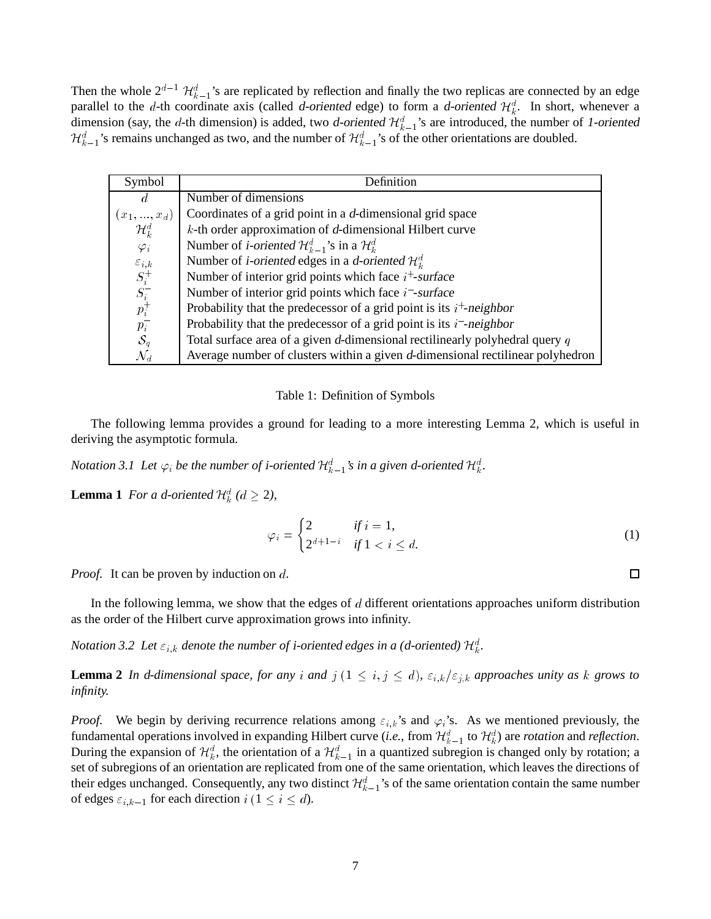Then the whole $2^{d-1}$ $\mathcal{H}_{k-1}^d$'s are replicated by reflection and finally the two replicas are connected by an edge parallel to the $d$-th coordinate axis (called *d-oriented* edge) to form a *d-oriented* $\mathcal{H}_k^d$. In short, whenever a dimension (say, the $d$-th dimension) is added, two *d-oriented* $\mathcal{H}_{k-1}^d$'s are introduced, the number of *1-oriented* $\mathcal{H}_{k-1}^d$'s remains unchanged as two, and the number of $\mathcal{H}_{k-1}^d$'s of the other orientations are doubled.

| Symbol | Definition |
|---|---|
| $d$ | Number of dimensions |
| $(x_1, ..., x_d)$ | Coordinates of a grid point in a *d*-dimensional grid space |
| $\mathcal{H}_k^d$ | $k$-th order approximation of *d*-dimensional Hilbert curve |
| $\varphi_i$ | Number of *i-oriented* $\mathcal{H}_{k-1}^d$'s in a $\mathcal{H}_k^d$ |
| $\varepsilon_{i,k}$ | Number of *i-oriented* edges in a *d-oriented* $\mathcal{H}_k^d$ |
| $S_i^+$ | Number of interior grid points which face $i^+$*-surface* |
| $S_i^-$ | Number of interior grid points which face $i^-$*-surface* |
| $p_i^+$ | Probability that the predecessor of a grid point is its $i^+$*-neighbor* |
| $p_i^-$ | Probability that the predecessor of a grid point is its $i^-$*-neighbor* |
| $\mathcal{S}_q$ | Total surface area of a given *d*-dimensional rectilinearly polyhedral query $q$ |
| $\mathcal{N}_d$ | Average number of clusters within a given *d*-dimensional rectilinear polyhedron |

Table 1: Definition of Symbols

The following lemma provides a ground for leading to a more interesting Lemma 2, which is useful in deriving the asymptotic formula.

*Notation 3.1 Let $\varphi_i$ be the number of i-oriented $\mathcal{H}_{k-1}^d$'s in a given d-oriented $\mathcal{H}_k^d$.*

**Lemma 1** *For a d-oriented $\mathcal{H}_k^d$ ($d \geq 2$),*

$$\varphi_i = \begin{cases} 2 & \text{if } i = 1, \\ 2^{d+1-i} & \text{if } 1 < i \leq d. \end{cases} \tag{1}$$

*Proof.* It can be proven by induction on $d$. □

In the following lemma, we show that the edges of $d$ different orientations approaches uniform distribution as the order of the Hilbert curve approximation grows into infinity.

*Notation 3.2 Let $\varepsilon_{i,k}$ denote the number of i-oriented edges in a (d-oriented) $\mathcal{H}_k^d$.*

**Lemma 2** *In d-dimensional space, for any $i$ and $j$ ($1 \leq i, j \leq d$), $\varepsilon_{i,k}/\varepsilon_{j,k}$ approaches unity as $k$ grows to infinity.*

*Proof.* We begin by deriving recurrence relations among $\varepsilon_{i,k}$'s and $\varphi_i$'s. As we mentioned previously, the fundamental operations involved in expanding Hilbert curve (*i.e.*, from $\mathcal{H}_{k-1}^d$ to $\mathcal{H}_k^d$) are *rotation* and *reflection*. During the expansion of $\mathcal{H}_k^d$, the orientation of a $\mathcal{H}_{k-1}^d$ in a quantized subregion is changed only by rotation; a set of subregions of an orientation are replicated from one of the same orientation, which leaves the directions of their edges unchanged. Consequently, any two distinct $\mathcal{H}_{k-1}^d$'s of the same orientation contain the same number of edges $\varepsilon_{i,k-1}$ for each direction $i$ ($1 \leq i \leq d$).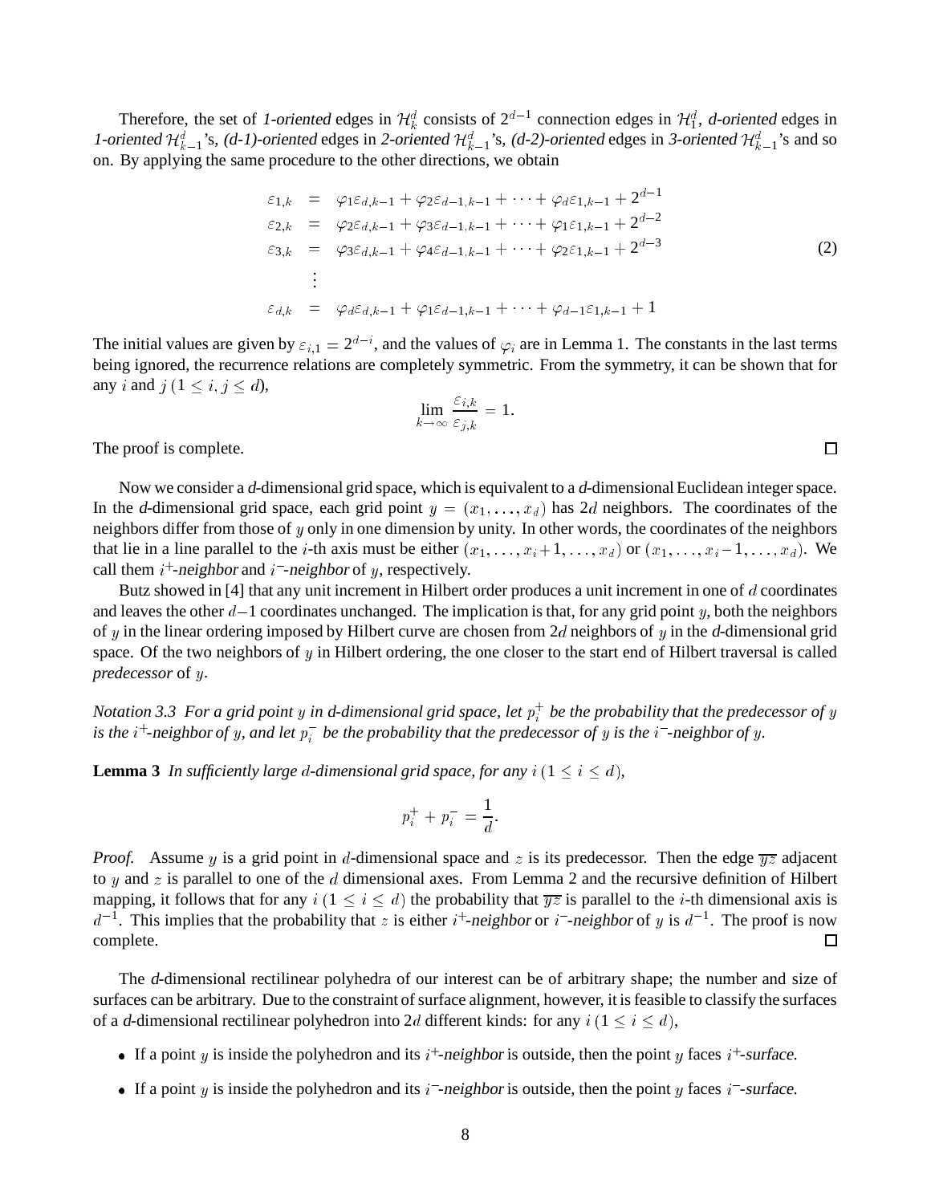Therefore, the set of *1-oriented* edges in $\mathcal{H}_k^d$ consists of $2^{d-1}$ connection edges in $\mathcal{H}_1^d$, *d-oriented* edges in *1-oriented* $\mathcal{H}_{k-1}^d$'s, *(d-1)-oriented* edges in *2-oriented* $\mathcal{H}_{k-1}^d$'s, *(d-2)-oriented* edges in *3-oriented* $\mathcal{H}_{k-1}^d$'s and so on. By applying the same procedure to the other directions, we obtain

$$
\begin{aligned}
\varepsilon_{1,k} &= \varphi_1 \varepsilon_{d,k-1} + \varphi_2 \varepsilon_{d-1,k-1} + \cdots + \varphi_d \varepsilon_{1,k-1} + 2^{d-1} \\
\varepsilon_{2,k} &= \varphi_2 \varepsilon_{d,k-1} + \varphi_3 \varepsilon_{d-1,k-1} + \cdots + \varphi_1 \varepsilon_{1,k-1} + 2^{d-2} \\
\varepsilon_{3,k} &= \varphi_3 \varepsilon_{d,k-1} + \varphi_4 \varepsilon_{d-1,k-1} + \cdots + \varphi_2 \varepsilon_{1,k-1} + 2^{d-3} \\
&\vdots \\
\varepsilon_{d,k} &= \varphi_d \varepsilon_{d,k-1} + \varphi_1 \varepsilon_{d-1,k-1} + \cdots + \varphi_{d-1} \varepsilon_{1,k-1} + 1
\end{aligned}
\tag{2}
$$

The initial values are given by $\varepsilon_{i,1} = 2^{d-i}$, and the values of $\varphi_i$ are in Lemma 1. The constants in the last terms being ignored, the recurrence relations are completely symmetric. From the symmetry, it can be shown that for any $i$ and $j$ ($1 \le i, j \le d$),

$$\lim_{k \to \infty} \frac{\varepsilon_{i,k}}{\varepsilon_{j,k}} = 1.$$

The proof is complete. □

Now we consider a *d*-dimensional grid space, which is equivalent to a *d*-dimensional Euclidean integer space. In the *d*-dimensional grid space, each grid point $y = (x_1, \ldots, x_d)$ has $2d$ neighbors. The coordinates of the neighbors differ from those of $y$ only in one dimension by unity. In other words, the coordinates of the neighbors that lie in a line parallel to the $i$-th axis must be either $(x_1, \ldots, x_i + 1, \ldots, x_d)$ or $(x_1, \ldots, x_i - 1, \ldots, x_d)$. We call them $i^+$*-neighbor* and $i^-$*-neighbor* of $y$, respectively.

Butz showed in [4] that any unit increment in Hilbert order produces a unit increment in one of $d$ coordinates and leaves the other $d-1$ coordinates unchanged. The implication is that, for any grid point $y$, both the neighbors of $y$ in the linear ordering imposed by Hilbert curve are chosen from $2d$ neighbors of $y$ in the *d*-dimensional grid space. Of the two neighbors of $y$ in Hilbert ordering, the one closer to the start end of Hilbert traversal is called *predecessor* of $y$.

*Notation 3.3 For a grid point $y$ in d-dimensional grid space, let $p_i^+$ be the probability that the predecessor of $y$ is the $i^+$-neighbor of $y$, and let $p_i^-$ be the probability that the predecessor of $y$ is the $i^-$-neighbor of $y$.*

**Lemma 3** *In sufficiently large $d$-dimensional grid space, for any $i$ ($1 \le i \le d$),*

$$p_i^+ + p_i^- = \frac{1}{d}.$$

*Proof.* Assume $y$ is a grid point in $d$-dimensional space and $z$ is its predecessor. Then the edge $\overline{yz}$ adjacent to $y$ and $z$ is parallel to one of the $d$ dimensional axes. From Lemma 2 and the recursive definition of Hilbert mapping, it follows that for any $i$ ($1 \le i \le d$) the probability that $\overline{yz}$ is parallel to the $i$-th dimensional axis is $d^{-1}$. This implies that the probability that $z$ is either $i^+$*-neighbor* or $i^-$*-neighbor* of $y$ is $d^{-1}$. The proof is now complete. □

The *d*-dimensional rectilinear polyhedra of our interest can be of arbitrary shape; the number and size of surfaces can be arbitrary. Due to the constraint of surface alignment, however, it is feasible to classify the surfaces of a *d*-dimensional rectilinear polyhedron into $2d$ different kinds: for any $i$ ($1 \le i \le d$),

- If a point $y$ is inside the polyhedron and its $i^+$*-neighbor* is outside, then the point $y$ faces $i^+$*-surface*.
- If a point $y$ is inside the polyhedron and its $i^-$*-neighbor* is outside, then the point $y$ faces $i^-$*-surface*.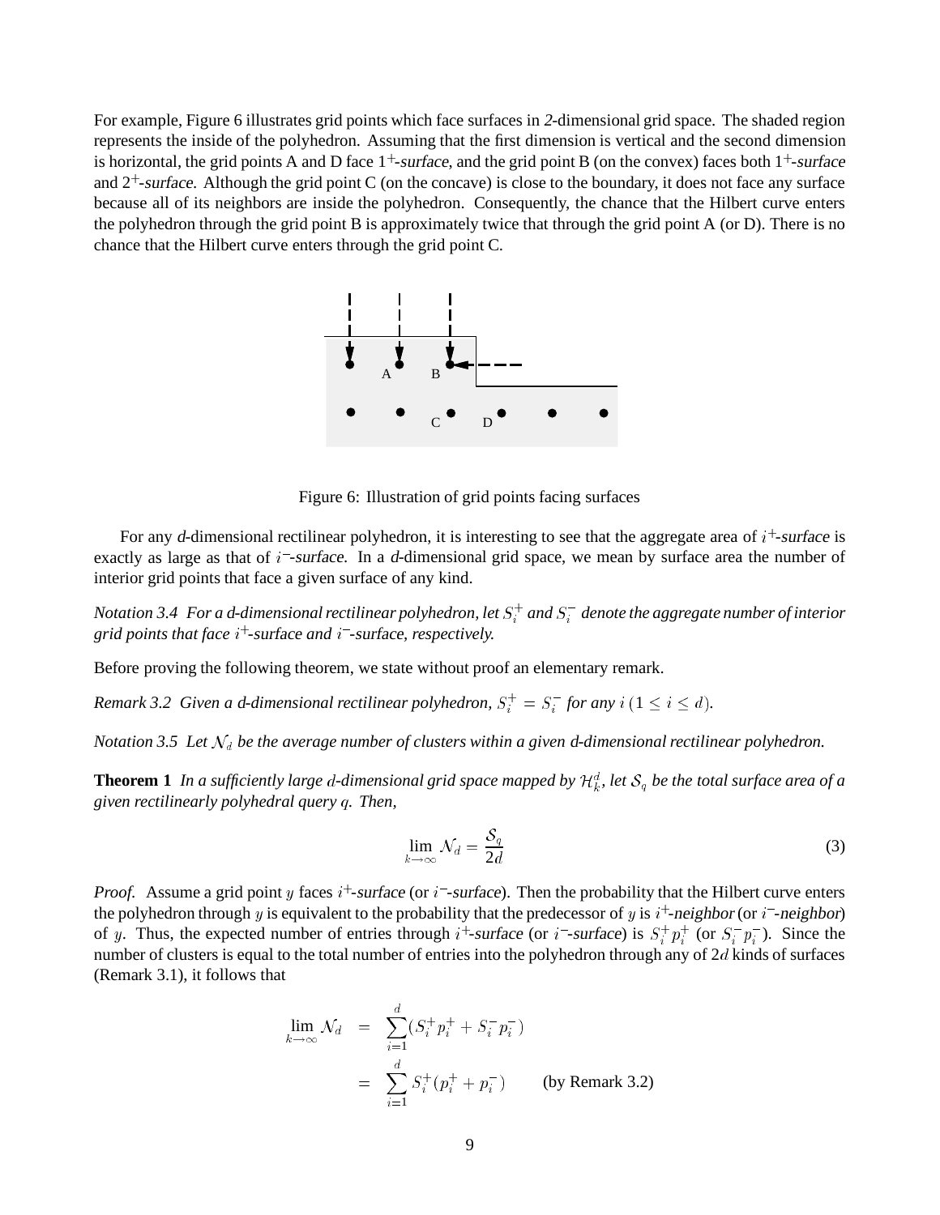For example, Figure 6 illustrates grid points which face surfaces in *2*-dimensional grid space. The shaded region represents the inside of the polyhedron. Assuming that the first dimension is vertical and the second dimension is horizontal, the grid points A and D face $1^+$-*surface*, and the grid point B (on the convex) faces both $1^+$-*surface* and $2^+$-*surface*. Although the grid point C (on the concave) is close to the boundary, it does not face any surface because all of its neighbors are inside the polyhedron. Consequently, the chance that the Hilbert curve enters the polyhedron through the grid point B is approximately twice that through the grid point A (or D). There is no chance that the Hilbert curve enters through the grid point C.

Figure 6: Illustration of grid points facing surfaces

For any *d*-dimensional rectilinear polyhedron, it is interesting to see that the aggregate area of $i^+$-*surface* is exactly as large as that of $i^-$-*surface*. In a *d*-dimensional grid space, we mean by surface area the number of interior grid points that face a given surface of any kind.

*Notation 3.4 For a d-dimensional rectilinear polyhedron, let $S_i^+$ and $S_i^-$ denote the aggregate number of interior grid points that face $i^+$-surface and $i^-$-surface, respectively.*

Before proving the following theorem, we state without proof an elementary remark.

*Remark 3.2 Given a d-dimensional rectilinear polyhedron, $S_i^+ = S_i^-$ for any $i$ $(1 \le i \le d)$.*

*Notation 3.5 Let $\mathcal{N}_d$ be the average number of clusters within a given d-dimensional rectilinear polyhedron.*

**Theorem 1** *In a sufficiently large $d$-dimensional grid space mapped by $\mathcal{H}_k^d$, let $\mathcal{S}_q$ be the total surface area of a given rectilinearly polyhedral query $q$. Then,*

$$\lim_{k \to \infty} \mathcal{N}_d = \frac{\mathcal{S}_q}{2d} \tag{3}$$

*Proof.* Assume a grid point $y$ faces $i^+$-*surface* (or $i^-$-*surface*). Then the probability that the Hilbert curve enters the polyhedron through $y$ is equivalent to the probability that the predecessor of $y$ is $i^+$-*neighbor* (or $i^-$-*neighbor*) of $y$. Thus, the expected number of entries through $i^+$-*surface* (or $i^-$-*surface*) is $S_i^+ p_i^+$ (or $S_i^- p_i^-$). Since the number of clusters is equal to the total number of entries into the polyhedron through any of $2d$ kinds of surfaces (Remark 3.1), it follows that

$$\begin{aligned}
\lim_{k \to \infty} \mathcal{N}_d &= \sum_{i=1}^{d} (S_i^+ p_i^+ + S_i^- p_i^-) \\
&= \sum_{i=1}^{d} S_i^+ (p_i^+ + p_i^-) \qquad \text{(by Remark 3.2)}
\end{aligned}$$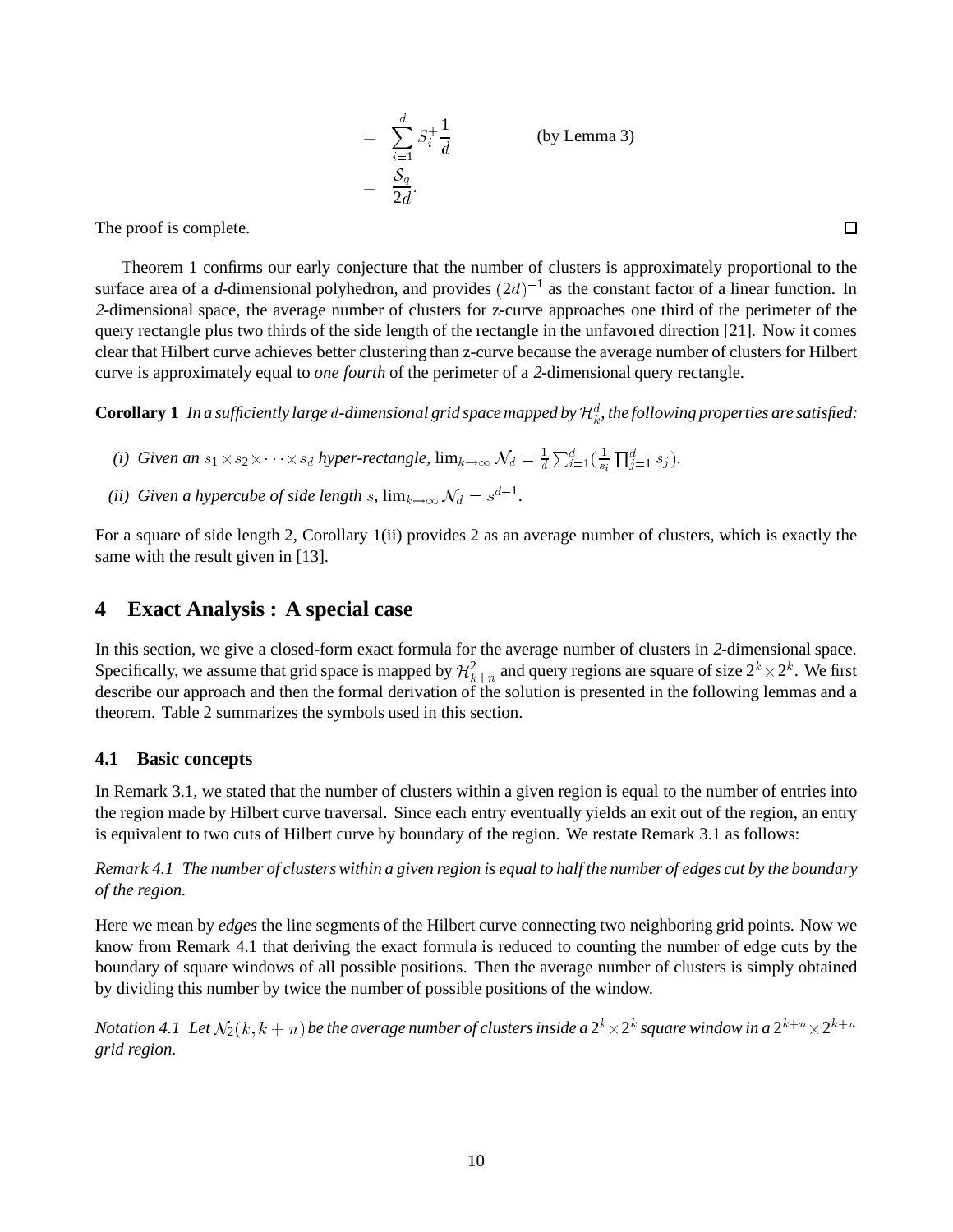$$
\begin{aligned}
&= \sum_{i=1}^{d} S_i^{+} \frac{1}{d} && \text{(by Lemma 3)} \\
&= \frac{\mathcal{S}_q}{2d}.
\end{aligned}
$$

The proof is complete. □

Theorem 1 confirms our early conjecture that the number of clusters is approximately proportional to the surface area of a *d*-dimensional polyhedron, and provides $(2d)^{-1}$ as the constant factor of a linear function. In *2*-dimensional space, the average number of clusters for z-curve approaches one third of the perimeter of the query rectangle plus two thirds of the side length of the rectangle in the unfavored direction [21]. Now it comes clear that Hilbert curve achieves better clustering than z-curve because the average number of clusters for Hilbert curve is approximately equal to *one fourth* of the perimeter of a *2*-dimensional query rectangle.

**Corollary 1** *In a sufficiently large $d$-dimensional grid space mapped by $\mathcal{H}_k^d$, the following properties are satisfied:*

*(i) Given an $s_1 \times s_2 \times \cdots \times s_d$ hyper-rectangle,* $\lim_{k\to\infty} \mathcal{N}_d = \frac{1}{d}\sum_{i=1}^{d}(\frac{1}{s_i}\prod_{j=1}^{d} s_j)$.

*(ii) Given a hypercube of side length $s$,* $\lim_{k\to\infty} \mathcal{N}_d = s^{d-1}$.

For a square of side length 2, Corollary 1(ii) provides 2 as an average number of clusters, which is exactly the same with the result given in [13].

## 4 Exact Analysis : A special case

In this section, we give a closed-form exact formula for the average number of clusters in *2*-dimensional space. Specifically, we assume that grid space is mapped by $\mathcal{H}_{k+n}^2$ and query regions are square of size $2^k \times 2^k$. We first describe our approach and then the formal derivation of the solution is presented in the following lemmas and a theorem. Table 2 summarizes the symbols used in this section.

### 4.1 Basic concepts

In Remark 3.1, we stated that the number of clusters within a given region is equal to the number of entries into the region made by Hilbert curve traversal. Since each entry eventually yields an exit out of the region, an entry is equivalent to two cuts of Hilbert curve by boundary of the region. We restate Remark 3.1 as follows:

*Remark 4.1 The number of clusters within a given region is equal to half the number of edges cut by the boundary of the region.*

Here we mean by *edges* the line segments of the Hilbert curve connecting two neighboring grid points. Now we know from Remark 4.1 that deriving the exact formula is reduced to counting the number of edge cuts by the boundary of square windows of all possible positions. Then the average number of clusters is simply obtained by dividing this number by twice the number of possible positions of the window.

*Notation 4.1 Let $\mathcal{N}_2(k, k+n)$ be the average number of clusters inside a $2^k \times 2^k$ square window in a $2^{k+n} \times 2^{k+n}$ grid region.*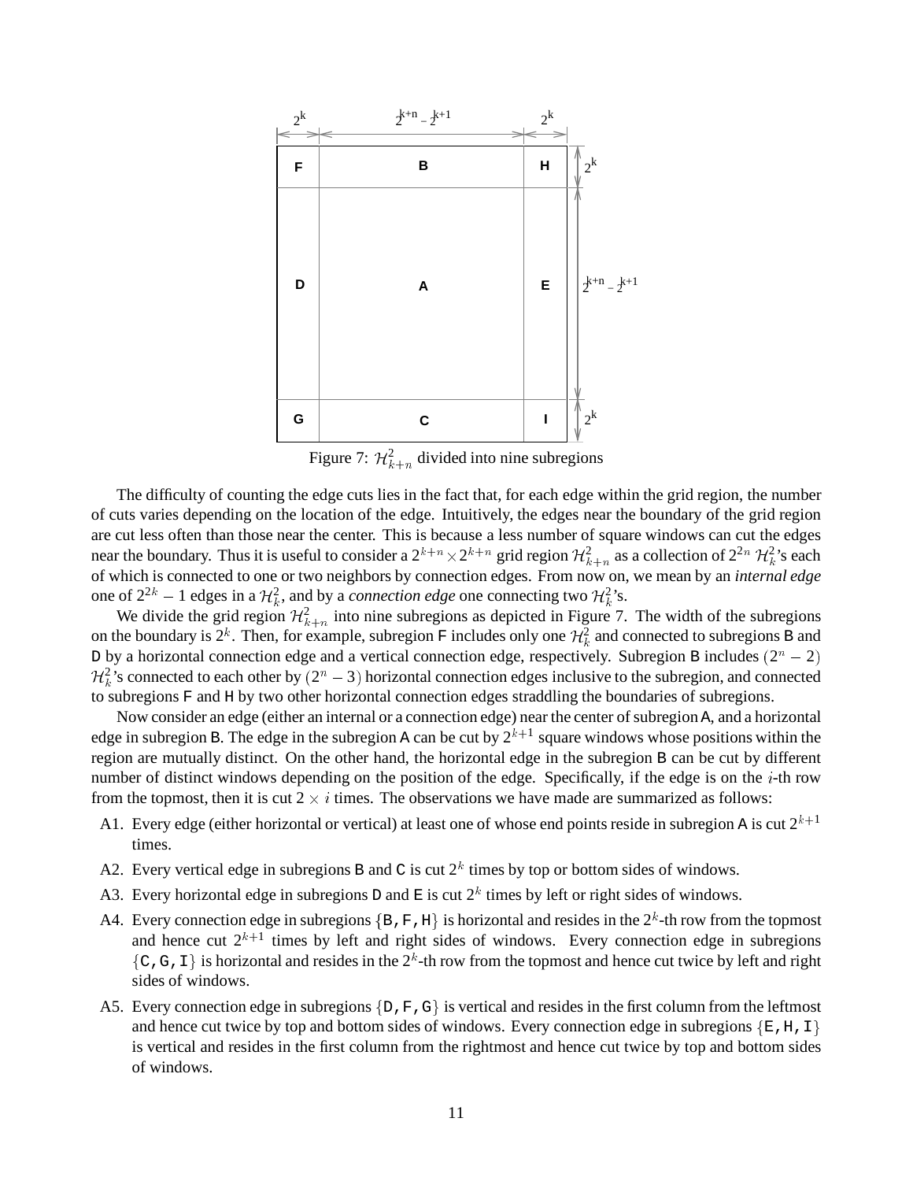Figure 7: $\mathcal{H}^2_{k+n}$ divided into nine subregions

The difficulty of counting the edge cuts lies in the fact that, for each edge within the grid region, the number of cuts varies depending on the location of the edge. Intuitively, the edges near the boundary of the grid region are cut less often than those near the center. This is because a less number of square windows can cut the edges near the boundary. Thus it is useful to consider a $2^{k+n} \times 2^{k+n}$ grid region $\mathcal{H}^2_{k+n}$ as a collection of $2^{2n}$ $\mathcal{H}^2_k$'s each of which is connected to one or two neighbors by connection edges. From now on, we mean by an *internal edge* one of $2^{2k} - 1$ edges in a $\mathcal{H}^2_k$, and by a *connection edge* one connecting two $\mathcal{H}^2_k$'s.

We divide the grid region $\mathcal{H}^2_{k+n}$ into nine subregions as depicted in Figure 7. The width of the subregions on the boundary is $2^k$. Then, for example, subregion F includes only one $\mathcal{H}^2_k$ and connected to subregions B and D by a horizontal connection edge and a vertical connection edge, respectively. Subregion B includes $(2^n - 2)$ $\mathcal{H}^2_k$'s connected to each other by $(2^n - 3)$ horizontal connection edges inclusive to the subregion, and connected to subregions F and H by two other horizontal connection edges straddling the boundaries of subregions.

Now consider an edge (either an internal or a connection edge) near the center of subregion A, and a horizontal edge in subregion B. The edge in the subregion A can be cut by $2^{k+1}$ square windows whose positions within the region are mutually distinct. On the other hand, the horizontal edge in the subregion B can be cut by different number of distinct windows depending on the position of the edge. Specifically, if the edge is on the $i$-th row from the topmost, then it is cut $2 \times i$ times. The observations we have made are summarized as follows:

- A1. Every edge (either horizontal or vertical) at least one of whose end points reside in subregion A is cut $2^{k+1}$ times.
- A2. Every vertical edge in subregions B and C is cut $2^k$ times by top or bottom sides of windows.
- A3. Every horizontal edge in subregions D and E is cut $2^k$ times by left or right sides of windows.
- A4. Every connection edge in subregions $\{$B, F, H$\}$ is horizontal and resides in the $2^k$-th row from the topmost and hence cut $2^{k+1}$ times by left and right sides of windows. Every connection edge in subregions $\{$C, G, I$\}$ is horizontal and resides in the $2^k$-th row from the topmost and hence cut twice by left and right sides of windows.
- A5. Every connection edge in subregions $\{$D, F, G$\}$ is vertical and resides in the first column from the leftmost and hence cut twice by top and bottom sides of windows. Every connection edge in subregions $\{$E, H, I$\}$ is vertical and resides in the first column from the rightmost and hence cut twice by top and bottom sides of windows.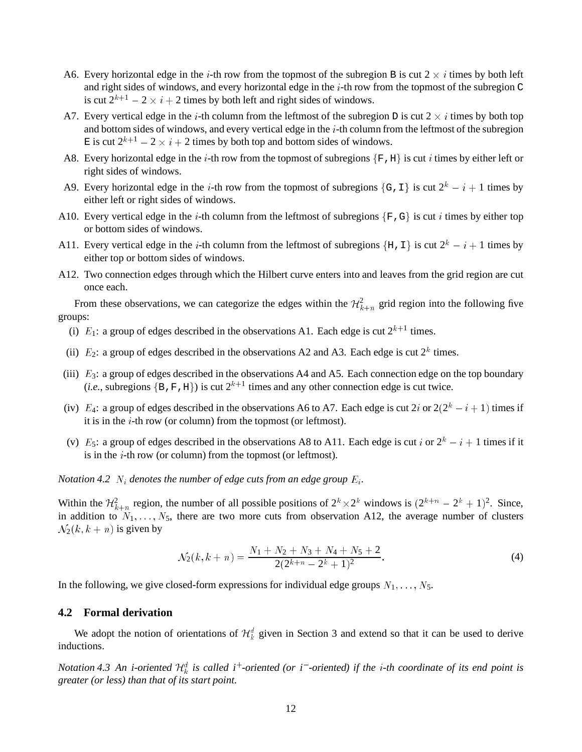A6. Every horizontal edge in the $i$-th row from the topmost of the subregion B is cut $2 \times i$ times by both left and right sides of windows, and every horizontal edge in the $i$-th row from the topmost of the subregion C is cut $2^{k+1} - 2 \times i + 2$ times by both left and right sides of windows.

A7. Every vertical edge in the $i$-th column from the leftmost of the subregion D is cut $2 \times i$ times by both top and bottom sides of windows, and every vertical edge in the $i$-th column from the leftmost of the subregion E is cut $2^{k+1} - 2 \times i + 2$ times by both top and bottom sides of windows.

A8. Every horizontal edge in the $i$-th row from the topmost of subregions {F, H} is cut $i$ times by either left or right sides of windows.

A9. Every horizontal edge in the $i$-th row from the topmost of subregions {G, I} is cut $2^k - i + 1$ times by either left or right sides of windows.

A10. Every vertical edge in the $i$-th column from the leftmost of subregions {F, G} is cut $i$ times by either top or bottom sides of windows.

A11. Every vertical edge in the $i$-th column from the leftmost of subregions {H, I} is cut $2^k - i + 1$ times by either top or bottom sides of windows.

A12. Two connection edges through which the Hilbert curve enters into and leaves from the grid region are cut once each.

From these observations, we can categorize the edges within the $\mathcal{H}^2_{k+n}$ grid region into the following five groups:

(i) $E_1$: a group of edges described in the observations A1. Each edge is cut $2^{k+1}$ times.

(ii) $E_2$: a group of edges described in the observations A2 and A3. Each edge is cut $2^k$ times.

(iii) $E_3$: a group of edges described in the observations A4 and A5. Each connection edge on the top boundary (*i.e.*, subregions {B, F, H}) is cut $2^{k+1}$ times and any other connection edge is cut twice.

(iv) $E_4$: a group of edges described in the observations A6 to A7. Each edge is cut $2i$ or $2(2^k - i + 1)$ times if it is in the $i$-th row (or column) from the topmost (or leftmost).

(v) $E_5$: a group of edges described in the observations A8 to A11. Each edge is cut $i$ or $2^k - i + 1$ times if it is in the $i$-th row (or column) from the topmost (or leftmost).

*Notation 4.2 $N_i$ denotes the number of edge cuts from an edge group $E_i$.*

Within the $\mathcal{H}^2_{k+n}$ region, the number of all possible positions of $2^k \times 2^k$ windows is $(2^{k+n} - 2^k + 1)^2$. Since, in addition to $N_1, \ldots, N_5$, there are two more cuts from observation A12, the average number of clusters $\mathcal{N}_2(k, k+n)$ is given by

$$\mathcal{N}_2(k, k+n) = \frac{N_1 + N_2 + N_3 + N_4 + N_5 + 2}{2(2^{k+n} - 2^k + 1)^2}. \tag{4}$$

In the following, we give closed-form expressions for individual edge groups $N_1, \ldots, N_5$.

### 4.2 Formal derivation

We adopt the notion of orientations of $\mathcal{H}^d_k$ given in Section 3 and extend so that it can be used to derive inductions.

*Notation 4.3 An i-oriented $\mathcal{H}^d_k$ is called i$^+$-oriented (or i$^-$-oriented) if the $i$-th coordinate of its end point is greater (or less) than that of its start point.*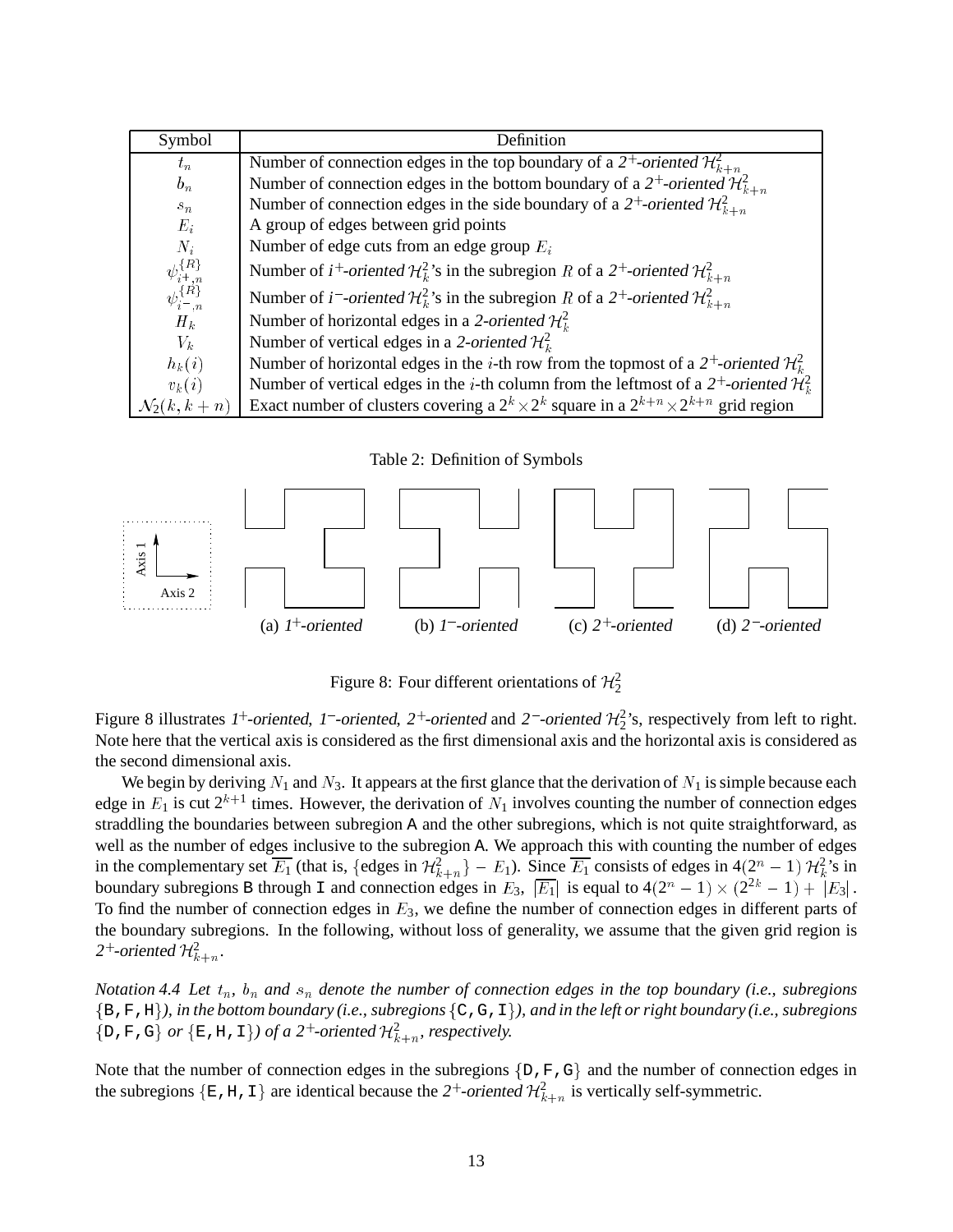| Symbol | Definition |
|---|---|
| $t_n$ | Number of connection edges in the top boundary of a *2⁺-oriented* $\mathcal{H}^2_{k+n}$ |
| $b_n$ | Number of connection edges in the bottom boundary of a *2⁺-oriented* $\mathcal{H}^2_{k+n}$ |
| $s_n$ | Number of connection edges in the side boundary of a *2⁺-oriented* $\mathcal{H}^2_{k+n}$ |
| $E_i$ | A group of edges between grid points |
| $N_i$ | Number of edge cuts from an edge group $E_i$ |
| $\psi^{\{R\}}_{i^+,n}$ | Number of *$i^+$-oriented* $\mathcal{H}^2_k$'s in the subregion $R$ of a *$2^+$-oriented* $\mathcal{H}^2_{k+n}$ |
| $\psi^{\{R\}}_{i^-,n}$ | Number of *$i^-$-oriented* $\mathcal{H}^2_k$'s in the subregion $R$ of a *$2^+$-oriented* $\mathcal{H}^2_{k+n}$ |
| $H_k$ | Number of horizontal edges in a *2-oriented* $\mathcal{H}^2_k$ |
| $V_k$ | Number of vertical edges in a *2-oriented* $\mathcal{H}^2_k$ |
| $h_k(i)$ | Number of horizontal edges in the $i$-th row from the topmost of a *$2^+$-oriented* $\mathcal{H}^2_k$ |
| $v_k(i)$ | Number of vertical edges in the $i$-th column from the leftmost of a *$2^+$-oriented* $\mathcal{H}^2_k$ |
| $\mathcal{N}_2(k, k+n)$ | Exact number of clusters covering a $2^k \times 2^k$ square in a $2^{k+n} \times 2^{k+n}$ grid region |

Table 2: Definition of Symbols

(a) *$1^+$-oriented* (b) *$1^-$-oriented* (c) *$2^+$-oriented* (d) *$2^-$-oriented*

Figure 8: Four different orientations of $\mathcal{H}^2_2$

Figure 8 illustrates *$1^+$-oriented*, *$1^-$-oriented*, *$2^+$-oriented* and *$2^-$-oriented* $\mathcal{H}^2_2$'s, respectively from left to right. Note here that the vertical axis is considered as the first dimensional axis and the horizontal axis is considered as the second dimensional axis.

We begin by deriving $N_1$ and $N_3$. It appears at the first glance that the derivation of $N_1$ is simple because each edge in $E_1$ is cut $2^{k+1}$ times. However, the derivation of $N_1$ involves counting the number of connection edges straddling the boundaries between subregion A and the other subregions, which is not quite straightforward, as well as the number of edges inclusive to the subregion A. We approach this with counting the number of edges in the complementary set $\overline{E_1}$ (that is, $\{$edges in $\mathcal{H}^2_{k+n}\} - E_1$). Since $\overline{E_1}$ consists of edges in $4(2^n-1)\,\mathcal{H}^2_k$'s in boundary subregions B through I and connection edges in $E_3$, $|\overline{E_1}|$ is equal to $4(2^n-1)\times(2^{2k}-1)+|E_3|$. To find the number of connection edges in $E_3$, we define the number of connection edges in different parts of the boundary subregions. In the following, without loss of generality, we assume that the given grid region is *$2^+$-oriented* $\mathcal{H}^2_{k+n}$.

*Notation 4.4 Let $t_n$, $b_n$ and $s_n$ denote the number of connection edges in the top boundary (i.e., subregions $\{$B,F,H$\}$), in the bottom boundary (i.e., subregions $\{$C,G,I$\}$), and in the left or right boundary (i.e., subregions $\{$D,F,G$\}$ or $\{$E,H,I$\}$) of a $2^+$-oriented $\mathcal{H}^2_{k+n}$, respectively.*

Note that the number of connection edges in the subregions $\{$D,F,G$\}$ and the number of connection edges in the subregions $\{$E,H,I$\}$ are identical because the *$2^+$-oriented* $\mathcal{H}^2_{k+n}$ is vertically self-symmetric.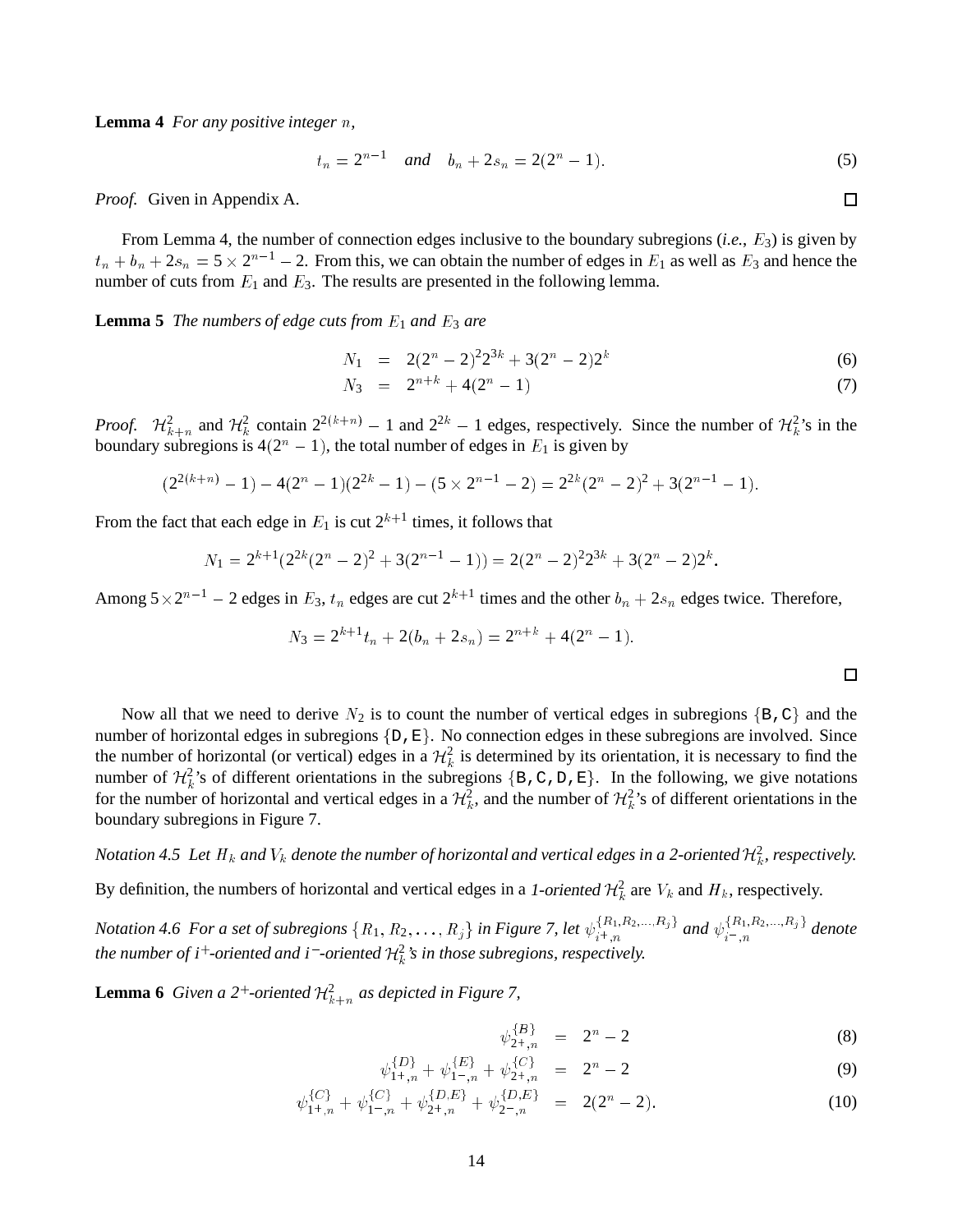**Lemma 4** *For any positive integer $n$,*

$$t_n = 2^{n-1} \quad \textit{and} \quad b_n + 2s_n = 2(2^n - 1). \tag{5}$$

*Proof.* Given in Appendix A. □

From Lemma 4, the number of connection edges inclusive to the boundary subregions (*i.e.*, $E_3$) is given by $t_n + b_n + 2s_n = 5 \times 2^{n-1} - 2$. From this, we can obtain the number of edges in $E_1$ as well as $E_3$ and hence the number of cuts from $E_1$ and $E_3$. The results are presented in the following lemma.

**Lemma 5** *The numbers of edge cuts from $E_1$ and $E_3$ are*

$$N_1 = 2(2^n - 2)^2 2^{3k} + 3(2^n - 2)2^k \tag{6}$$

$$N_3 = 2^{n+k} + 4(2^n - 1) \tag{7}$$

*Proof.* $\mathcal{H}^2_{k+n}$ and $\mathcal{H}^2_k$ contain $2^{2(k+n)} - 1$ and $2^{2k} - 1$ edges, respectively. Since the number of $\mathcal{H}^2_k$'s in the boundary subregions is $4(2^n - 1)$, the total number of edges in $E_1$ is given by

$$(2^{2(k+n)} - 1) - 4(2^n - 1)(2^{2k} - 1) - (5 \times 2^{n-1} - 2) = 2^{2k}(2^n - 2)^2 + 3(2^{n-1} - 1).$$

From the fact that each edge in $E_1$ is cut $2^{k+1}$ times, it follows that

$$N_1 = 2^{k+1}(2^{2k}(2^n - 2)^2 + 3(2^{n-1} - 1)) = 2(2^n - 2)^2 2^{3k} + 3(2^n - 2)2^k.$$

Among $5 \times 2^{n-1} - 2$ edges in $E_3$, $t_n$ edges are cut $2^{k+1}$ times and the other $b_n + 2s_n$ edges twice. Therefore,

$$N_3 = 2^{k+1} t_n + 2(b_n + 2s_n) = 2^{n+k} + 4(2^n - 1).$$

□

Now all that we need to derive $N_2$ is to count the number of vertical edges in subregions {B, C} and the number of horizontal edges in subregions {D, E}. No connection edges in these subregions are involved. Since the number of horizontal (or vertical) edges in a $\mathcal{H}^2_k$ is determined by its orientation, it is necessary to find the number of $\mathcal{H}^2_k$'s of different orientations in the subregions {B, C, D, E}. In the following, we give notations for the number of horizontal and vertical edges in a $\mathcal{H}^2_k$, and the number of $\mathcal{H}^2_k$'s of different orientations in the boundary subregions in Figure 7.

*Notation 4.5 Let $H_k$ and $V_k$ denote the number of horizontal and vertical edges in a 2-oriented $\mathcal{H}^2_k$, respectively.*

By definition, the numbers of horizontal and vertical edges in a *1-oriented* $\mathcal{H}^2_k$ are $V_k$ and $H_k$, respectively.

*Notation 4.6 For a set of subregions $\{R_1, R_2, \ldots, R_j\}$ in Figure 7, let $\psi^{\{R_1,R_2,\ldots,R_j\}}_{i^+,n}$ and $\psi^{\{R_1,R_2,\ldots,R_j\}}_{i^-,n}$ denote the number of $i^+$-oriented and $i^-$-oriented $\mathcal{H}^2_k$'s in those subregions, respectively.*

**Lemma 6** *Given a $2^+$-oriented $\mathcal{H}^2_{k+n}$ as depicted in Figure 7,*

$$\psi^{\{B\}}_{2^+,n} = 2^n - 2 \tag{8}$$

$$\psi^{\{D\}}_{1^+,n} + \psi^{\{E\}}_{1^-,n} + \psi^{\{C\}}_{2^+,n} = 2^n - 2 \tag{9}$$

$$\psi^{\{C\}}_{1^+,n} + \psi^{\{C\}}_{1^-,n} + \psi^{\{D,E\}}_{2^+,n} + \psi^{\{D,E\}}_{2^-,n} = 2(2^n - 2). \tag{10}$$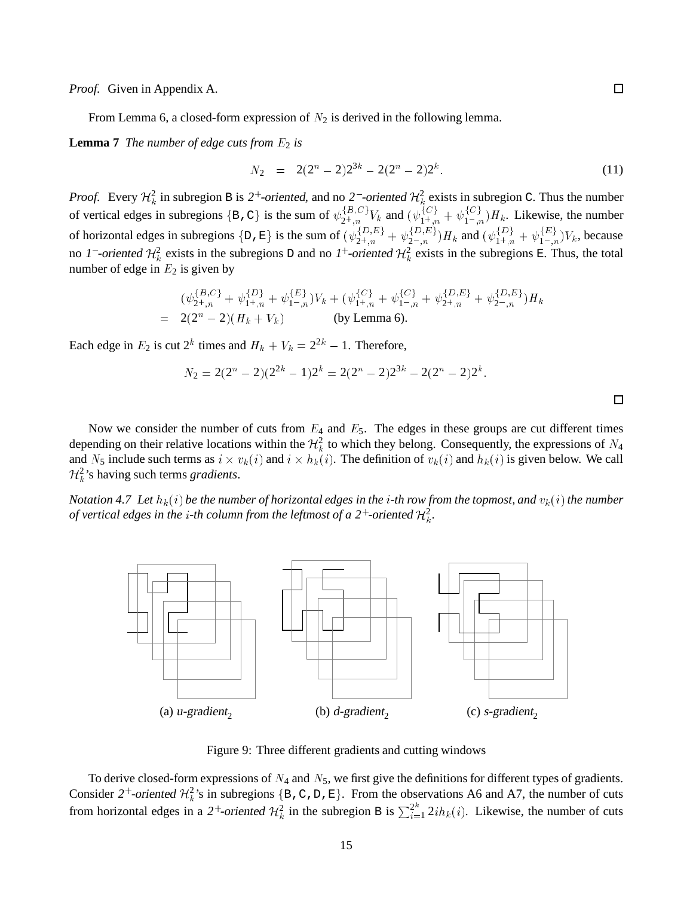*Proof.* Given in Appendix A. □

From Lemma 6, a closed-form expression of $N_2$ is derived in the following lemma.

**Lemma 7** *The number of edge cuts from $E_2$ is*

$$N_2 \;=\; 2(2^n-2)2^{3k} - 2(2^n-2)2^k. \tag{11}$$

*Proof.* Every $\mathcal{H}_k^2$ in subregion B is *2⁺-oriented*, and no *2⁻-oriented* $\mathcal{H}_k^2$ exists in subregion C. Thus the number of vertical edges in subregions {B, C} is the sum of $\psi_{2^+,n}^{\{B,C\}}V_k$ and $(\psi_{1^+,n}^{\{C\}} + \psi_{1^-,n}^{\{C\}})H_k$. Likewise, the number of horizontal edges in subregions {D, E} is the sum of $(\psi_{2^+,n}^{\{D,E\}} + \psi_{2^-,n}^{\{D,E\}})H_k$ and $(\psi_{1^+,n}^{\{D\}} + \psi_{1^-,n}^{\{E\}})V_k$, because no *1⁻-oriented* $\mathcal{H}_k^2$ exists in the subregions D and no *1⁺-oriented* $\mathcal{H}_k^2$ exists in the subregions E. Thus, the total number of edge in $E_2$ is given by

$$\begin{aligned}
& (\psi_{2^+,n}^{\{B,C\}} + \psi_{1^+,n}^{\{D\}} + \psi_{1^-,n}^{\{E\}})V_k + (\psi_{1^+,n}^{\{C\}} + \psi_{1^-,n}^{\{C\}} + \psi_{2^+,n}^{\{D,E\}} + \psi_{2^-,n}^{\{D,E\}})H_k \\
=\;& 2(2^n-2)(H_k+V_k) \qquad \text{(by Lemma 6).}
\end{aligned}$$

Each edge in $E_2$ is cut $2^k$ times and $H_k + V_k = 2^{2k} - 1$. Therefore,

$$N_2 = 2(2^n-2)(2^{2k}-1)2^k = 2(2^n-2)2^{3k} - 2(2^n-2)2^k.$$

□

Now we consider the number of cuts from $E_4$ and $E_5$. The edges in these groups are cut different times depending on their relative locations within the $\mathcal{H}_k^2$ to which they belong. Consequently, the expressions of $N_4$ and $N_5$ include such terms as $i \times v_k(i)$ and $i \times h_k(i)$. The definition of $v_k(i)$ and $h_k(i)$ is given below. We call $\mathcal{H}_k^2$'s having such terms *gradients*.

*Notation 4.7 Let $h_k(i)$ be the number of horizontal edges in the $i$-th row from the topmost, and $v_k(i)$ the number of vertical edges in the $i$-th column from the leftmost of a 2⁺-oriented $\mathcal{H}_k^2$.*

(a) *u-gradient*$_2$ (b) *d-gradient*$_2$ (c) *s-gradient*$_2$

Figure 9: Three different gradients and cutting windows

To derive closed-form expressions of $N_4$ and $N_5$, we first give the definitions for different types of gradients. Consider *2⁺-oriented* $\mathcal{H}_k^2$'s in subregions {B, C, D, E}. From the observations A6 and A7, the number of cuts from horizontal edges in a *2⁺-oriented* $\mathcal{H}_k^2$ in the subregion B is $\sum_{i=1}^{2^k} 2ih_k(i)$. Likewise, the number of cuts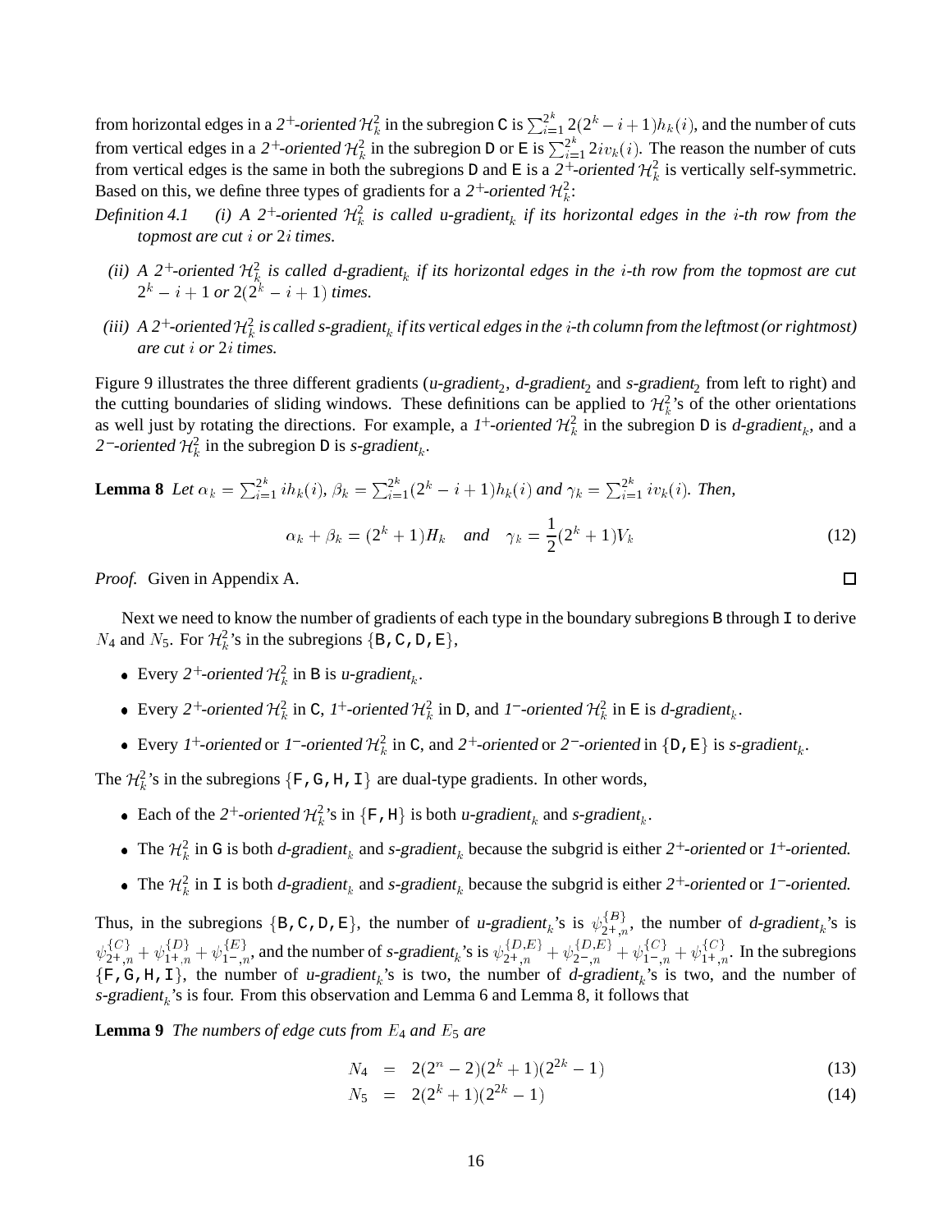from horizontal edges in a *2⁺-oriented* $\mathcal{H}_k^2$ in the subregion C is $\sum_{i=1}^{2^k} 2(2^k - i + 1)h_k(i)$, and the number of cuts from vertical edges in a *2⁺-oriented* $\mathcal{H}_k^2$ in the subregion D or E is $\sum_{i=1}^{2^k} 2iv_k(i)$. The reason the number of cuts from vertical edges is the same in both the subregions D and E is a *2⁺-oriented* $\mathcal{H}_k^2$ is vertically self-symmetric. Based on this, we define three types of gradients for a *2⁺-oriented* $\mathcal{H}_k^2$:

*Definition 4.1* *(i) A 2⁺-oriented $\mathcal{H}_k^2$ is called u-gradient$_k$ if its horizontal edges in the $i$-th row from the topmost are cut $i$ or $2i$ times.*

*(ii) A 2⁺-oriented $\mathcal{H}_k^2$ is called d-gradient$_k$ if its horizontal edges in the $i$-th row from the topmost are cut $2^k - i + 1$ or $2(2^k - i + 1)$ times.*

*(iii) A 2⁺-oriented $\mathcal{H}_k^2$ is called s-gradient$_k$ if its vertical edges in the $i$-th column from the leftmost (or rightmost) are cut $i$ or $2i$ times.*

Figure 9 illustrates the three different gradients (*u-gradient*$_2$, *d-gradient*$_2$ and *s-gradient*$_2$ from left to right) and the cutting boundaries of sliding windows. These definitions can be applied to $\mathcal{H}_k^2$'s of the other orientations as well just by rotating the directions. For example, a *1⁺-oriented* $\mathcal{H}_k^2$ in the subregion D is *d-gradient*$_k$, and a *2⁻-oriented* $\mathcal{H}_k^2$ in the subregion D is *s-gradient*$_k$.

**Lemma 8** *Let $\alpha_k = \sum_{i=1}^{2^k} ih_k(i)$, $\beta_k = \sum_{i=1}^{2^k}(2^k - i + 1)h_k(i)$ and $\gamma_k = \sum_{i=1}^{2^k} iv_k(i)$. Then,*

$$\alpha_k + \beta_k = (2^k + 1)H_k \quad \textit{and} \quad \gamma_k = \frac{1}{2}(2^k + 1)V_k \tag{12}$$

*Proof.* Given in Appendix A. □

Next we need to know the number of gradients of each type in the boundary subregions B through I to derive $N_4$ and $N_5$. For $\mathcal{H}_k^2$'s in the subregions $\{$B, C, D, E$\}$,

- Every *2⁺-oriented* $\mathcal{H}_k^2$ in B is *u-gradient*$_k$.
- Every *2⁺-oriented* $\mathcal{H}_k^2$ in C, *1⁺-oriented* $\mathcal{H}_k^2$ in D, and *1⁻-oriented* $\mathcal{H}_k^2$ in E is *d-gradient*$_k$.
- Every *1⁺-oriented* or *1⁻-oriented* $\mathcal{H}_k^2$ in C, and *2⁺-oriented* or *2⁻-oriented* in $\{$D, E$\}$ is *s-gradient*$_k$.

The $\mathcal{H}_k^2$'s in the subregions $\{$F, G, H, I$\}$ are dual-type gradients. In other words,

- Each of the *2⁺-oriented* $\mathcal{H}_k^2$'s in $\{$F, H$\}$ is both *u-gradient*$_k$ and *s-gradient*$_k$.
- The $\mathcal{H}_k^2$ in G is both *d-gradient*$_k$ and *s-gradient*$_k$ because the subgrid is either *2⁺-oriented* or *1⁺-oriented*.
- The $\mathcal{H}_k^2$ in I is both *d-gradient*$_k$ and *s-gradient*$_k$ because the subgrid is either *2⁺-oriented* or *1⁻-oriented*.

Thus, in the subregions $\{$B, C, D, E$\}$, the number of *u-gradient*$_k$'s is $\psi_{2^+,n}^{\{B\}}$, the number of *d-gradient*$_k$'s is $\psi_{2^+,n}^{\{C\}} + \psi_{1^+,n}^{\{D\}} + \psi_{1^-,n}^{\{E\}}$, and the number of *s-gradient*$_k$'s is $\psi_{2^+,n}^{\{D,E\}} + \psi_{2^-,n}^{\{D,E\}} + \psi_{1^-,n}^{\{C\}} + \psi_{1^+,n}^{\{C\}}$. In the subregions $\{$F, G, H, I$\}$, the number of *u-gradient*$_k$'s is two, the number of *d-gradient*$_k$'s is two, and the number of *s-gradient*$_k$'s is four. From this observation and Lemma 6 and Lemma 8, it follows that

**Lemma 9** *The numbers of edge cuts from $E_4$ and $E_5$ are*

$$N_4 = 2(2^n - 2)(2^k + 1)(2^{2k} - 1) \tag{13}$$

$$N_5 = 2(2^k + 1)(2^{2k} - 1) \tag{14}$$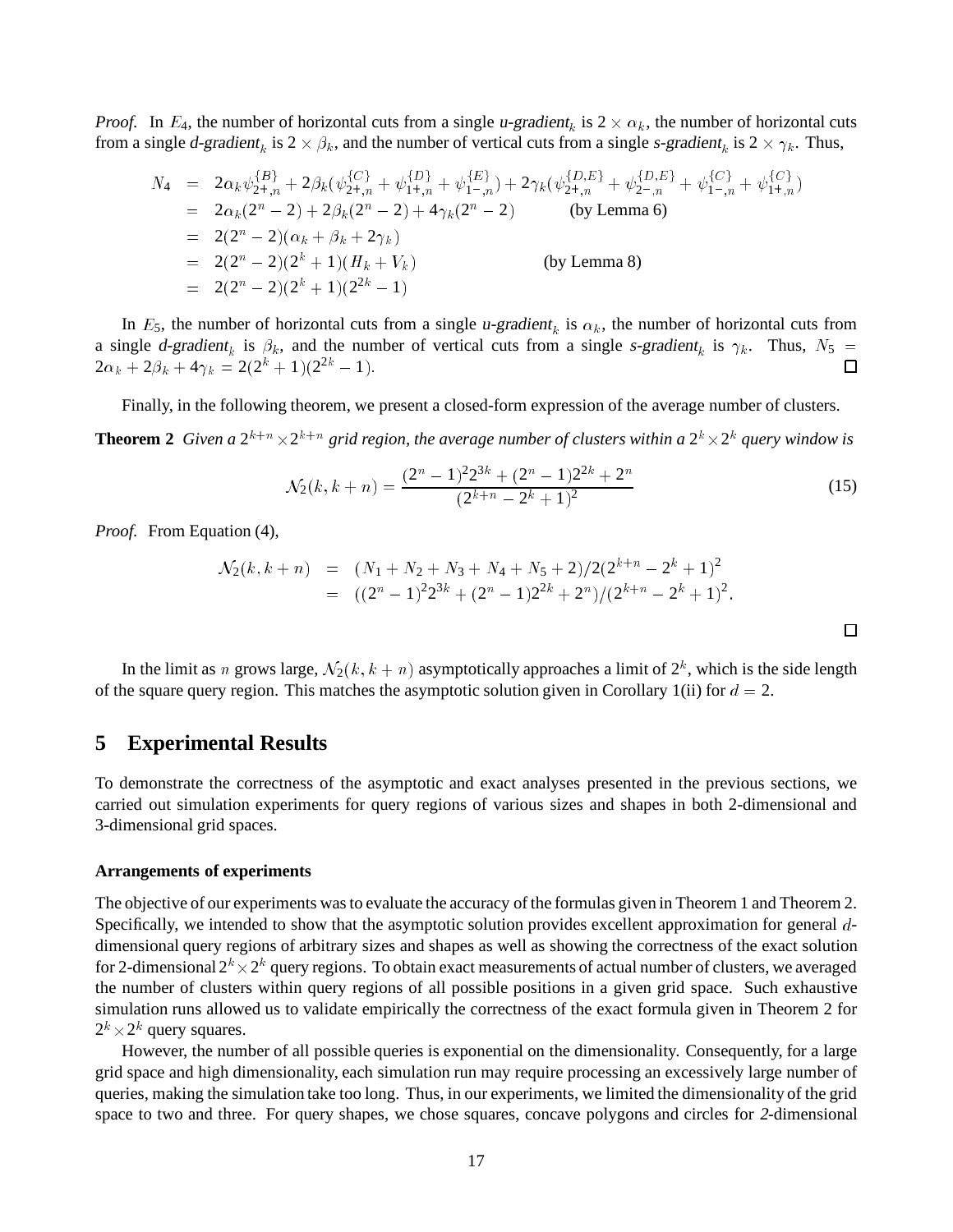*Proof.* In $E_4$, the number of horizontal cuts from a single *u-gradient*$_k$ is $2 \times \alpha_k$, the number of horizontal cuts from a single *d-gradient*$_k$ is $2 \times \beta_k$, and the number of vertical cuts from a single *s-gradient*$_k$ is $2 \times \gamma_k$. Thus,

$$
\begin{aligned}
N_4 &= 2\alpha_k \psi^{\{B\}}_{2+,n} + 2\beta_k(\psi^{\{C\}}_{2+,n} + \psi^{\{D\}}_{1+,n} + \psi^{\{E\}}_{1-,n}) + 2\gamma_k(\psi^{\{D,E\}}_{2+,n} + \psi^{\{D,E\}}_{2-,n} + \psi^{\{C\}}_{1-,n} + \psi^{\{C\}}_{1+,n}) \\
&= 2\alpha_k(2^n-2) + 2\beta_k(2^n-2) + 4\gamma_k(2^n-2) \qquad \text{(by Lemma 6)} \\
&= 2(2^n-2)(\alpha_k+\beta_k+2\gamma_k) \\
&= 2(2^n-2)(2^k+1)(H_k+V_k) \qquad \text{(by Lemma 8)} \\
&= 2(2^n-2)(2^k+1)(2^{2k}-1)
\end{aligned}
$$

In $E_5$, the number of horizontal cuts from a single *u-gradient*$_k$ is $\alpha_k$, the number of horizontal cuts from a single *d-gradient*$_k$ is $\beta_k$, and the number of vertical cuts from a single *s-gradient*$_k$ is $\gamma_k$. Thus, $N_5 = 2\alpha_k + 2\beta_k + 4\gamma_k = 2(2^k+1)(2^{2k}-1)$. □

Finally, in the following theorem, we present a closed-form expression of the average number of clusters.

**Theorem 2** *Given a $2^{k+n} \times 2^{k+n}$ grid region, the average number of clusters within a $2^k \times 2^k$ query window is*

$$
\mathcal{N}_2(k, k+n) = \frac{(2^n-1)^2 2^{3k} + (2^n-1)2^{2k} + 2^n}{(2^{k+n} - 2^k + 1)^2} \tag{15}
$$

*Proof.* From Equation (4),

$$
\begin{aligned}
\mathcal{N}_2(k, k+n) &= (N_1 + N_2 + N_3 + N_4 + N_5 + 2)/2(2^{k+n} - 2^k + 1)^2 \\
&= ((2^n-1)^2 2^{3k} + (2^n-1)2^{2k} + 2^n)/(2^{k+n} - 2^k + 1)^2.
\end{aligned}
$$

□

In the limit as $n$ grows large, $\mathcal{N}_2(k, k+n)$ asymptotically approaches a limit of $2^k$, which is the side length of the square query region. This matches the asymptotic solution given in Corollary 1(ii) for $d = 2$.

## 5 Experimental Results

To demonstrate the correctness of the asymptotic and exact analyses presented in the previous sections, we carried out simulation experiments for query regions of various sizes and shapes in both 2-dimensional and 3-dimensional grid spaces.

### Arrangements of experiments

The objective of our experiments was to evaluate the accuracy of the formulas given in Theorem 1 and Theorem 2. Specifically, we intended to show that the asymptotic solution provides excellent approximation for general $d$-dimensional query regions of arbitrary sizes and shapes as well as showing the correctness of the exact solution for 2-dimensional $2^k \times 2^k$ query regions. To obtain exact measurements of actual number of clusters, we averaged the number of clusters within query regions of all possible positions in a given grid space. Such exhaustive simulation runs allowed us to validate empirically the correctness of the exact formula given in Theorem 2 for $2^k \times 2^k$ query squares.

However, the number of all possible queries is exponential on the dimensionality. Consequently, for a large grid space and high dimensionality, each simulation run may require processing an excessively large number of queries, making the simulation take too long. Thus, in our experiments, we limited the dimensionality of the grid space to two and three. For query shapes, we chose squares, concave polygons and circles for *2*-dimensional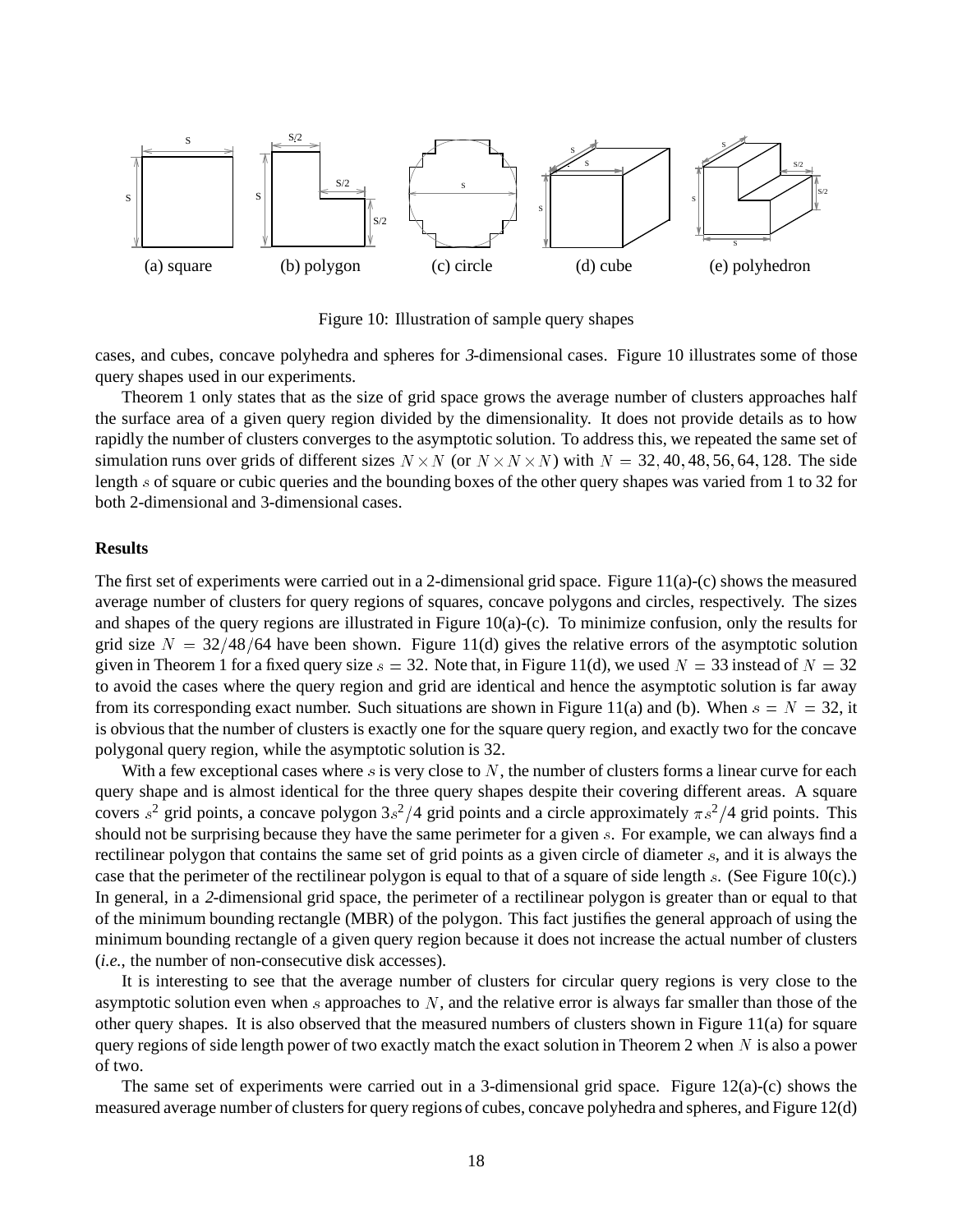(a) square (b) polygon (c) circle (d) cube (e) polyhedron

Figure 10: Illustration of sample query shapes

cases, and cubes, concave polyhedra and spheres for *3*-dimensional cases. Figure 10 illustrates some of those query shapes used in our experiments.

Theorem 1 only states that as the size of grid space grows the average number of clusters approaches half the surface area of a given query region divided by the dimensionality. It does not provide details as to how rapidly the number of clusters converges to the asymptotic solution. To address this, we repeated the same set of simulation runs over grids of different sizes $N \times N$ (or $N \times N \times N$) with $N = 32, 40, 48, 56, 64, 128$. The side length $s$ of square or cubic queries and the bounding boxes of the other query shapes was varied from 1 to 32 for both 2-dimensional and 3-dimensional cases.

### Results

The first set of experiments were carried out in a 2-dimensional grid space. Figure 11(a)-(c) shows the measured average number of clusters for query regions of squares, concave polygons and circles, respectively. The sizes and shapes of the query regions are illustrated in Figure 10(a)-(c). To minimize confusion, only the results for grid size $N = 32/48/64$ have been shown. Figure 11(d) gives the relative errors of the asymptotic solution given in Theorem 1 for a fixed query size $s = 32$. Note that, in Figure 11(d), we used $N = 33$ instead of $N = 32$ to avoid the cases where the query region and grid are identical and hence the asymptotic solution is far away from its corresponding exact number. Such situations are shown in Figure 11(a) and (b). When $s = N = 32$, it is obvious that the number of clusters is exactly one for the square query region, and exactly two for the concave polygonal query region, while the asymptotic solution is 32.

With a few exceptional cases where $s$ is very close to $N$, the number of clusters forms a linear curve for each query shape and is almost identical for the three query shapes despite their covering different areas. A square covers $s^2$ grid points, a concave polygon $3s^2/4$ grid points and a circle approximately $\pi s^2/4$ grid points. This should not be surprising because they have the same perimeter for a given $s$. For example, we can always find a rectilinear polygon that contains the same set of grid points as a given circle of diameter $s$, and it is always the case that the perimeter of the rectilinear polygon is equal to that of a square of side length $s$. (See Figure 10(c).) In general, in a *2*-dimensional grid space, the perimeter of a rectilinear polygon is greater than or equal to that of the minimum bounding rectangle (MBR) of the polygon. This fact justifies the general approach of using the minimum bounding rectangle of a given query region because it does not increase the actual number of clusters (*i.e.*, the number of non-consecutive disk accesses).

It is interesting to see that the average number of clusters for circular query regions is very close to the asymptotic solution even when $s$ approaches to $N$, and the relative error is always far smaller than those of the other query shapes. It is also observed that the measured numbers of clusters shown in Figure 11(a) for square query regions of side length power of two exactly match the exact solution in Theorem 2 when $N$ is also a power of two.

The same set of experiments were carried out in a 3-dimensional grid space. Figure 12(a)-(c) shows the measured average number of clusters for query regions of cubes, concave polyhedra and spheres, and Figure 12(d)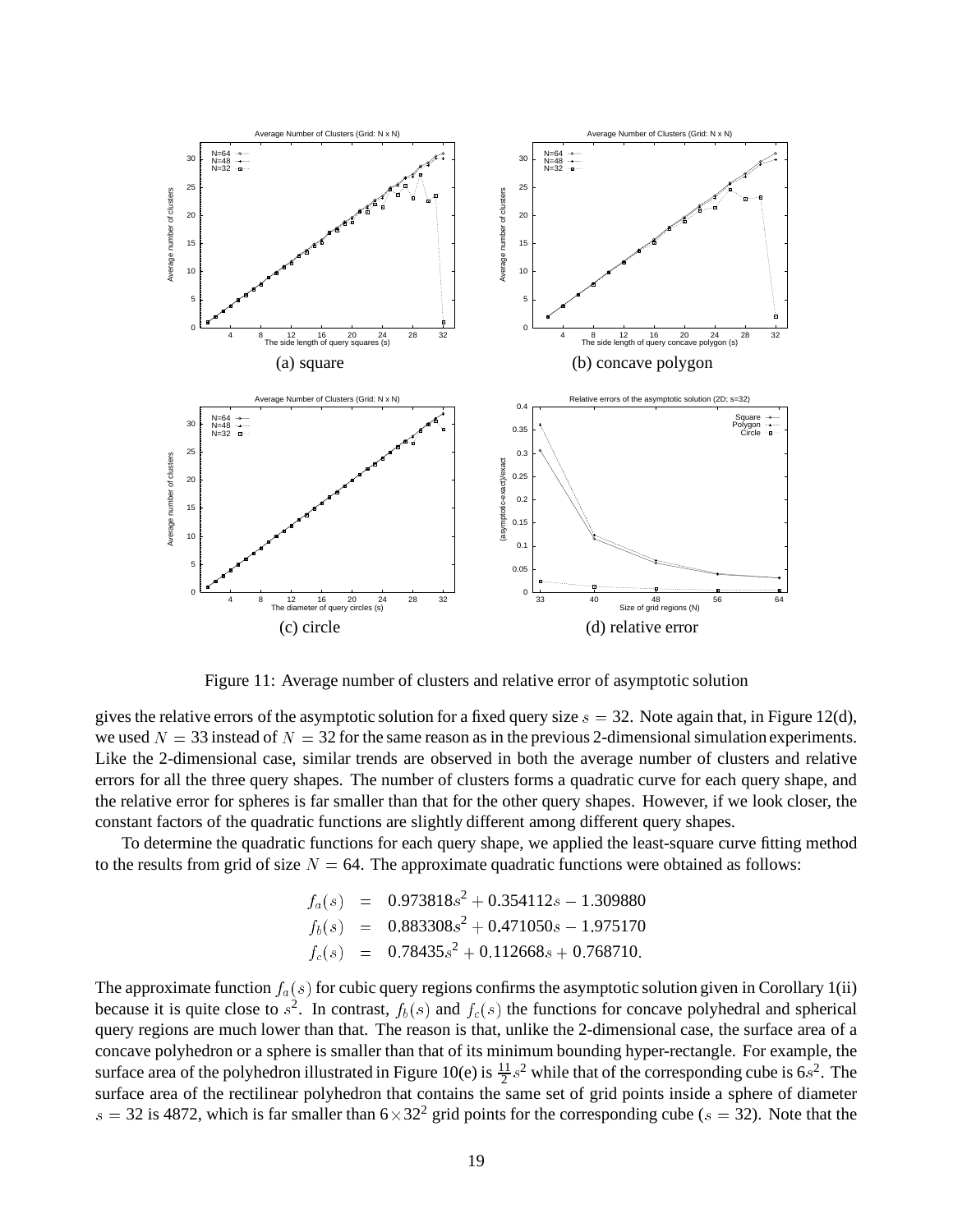(a) square

(b) concave polygon

(c) circle

(d) relative error

Figure 11: Average number of clusters and relative error of asymptotic solution

gives the relative errors of the asymptotic solution for a fixed query size $s = 32$. Note again that, in Figure 12(d), we used $N = 33$ instead of $N = 32$ for the same reason as in the previous 2-dimensional simulation experiments. Like the 2-dimensional case, similar trends are observed in both the average number of clusters and relative errors for all the three query shapes. The number of clusters forms a quadratic curve for each query shape, and the relative error for spheres is far smaller than that for the other query shapes. However, if we look closer, the constant factors of the quadratic functions are slightly different among different query shapes.

To determine the quadratic functions for each query shape, we applied the least-square curve fitting method to the results from grid of size $N = 64$. The approximate quadratic functions were obtained as follows:

$$
\begin{aligned}
f_a(s) &= 0.973818s^2 + 0.354112s - 1.309880 \\
f_b(s) &= 0.883308s^2 + 0.471050s - 1.975170 \\
f_c(s) &= 0.78435s^2 + 0.112668s + 0.768710.
\end{aligned}
$$

The approximate function $f_a(s)$ for cubic query regions confirms the asymptotic solution given in Corollary 1(ii) because it is quite close to $s^2$. In contrast, $f_b(s)$ and $f_c(s)$ the functions for concave polyhedral and spherical query regions are much lower than that. The reason is that, unlike the 2-dimensional case, the surface area of a concave polyhedron or a sphere is smaller than that of its minimum bounding hyper-rectangle. For example, the surface area of the polyhedron illustrated in Figure 10(e) is $\frac{11}{2}s^2$ while that of the corresponding cube is $6s^2$. The surface area of the rectilinear polyhedron that contains the same set of grid points inside a sphere of diameter $s = 32$ is 4872, which is far smaller than $6 \times 32^2$ grid points for the corresponding cube ($s = 32$). Note that the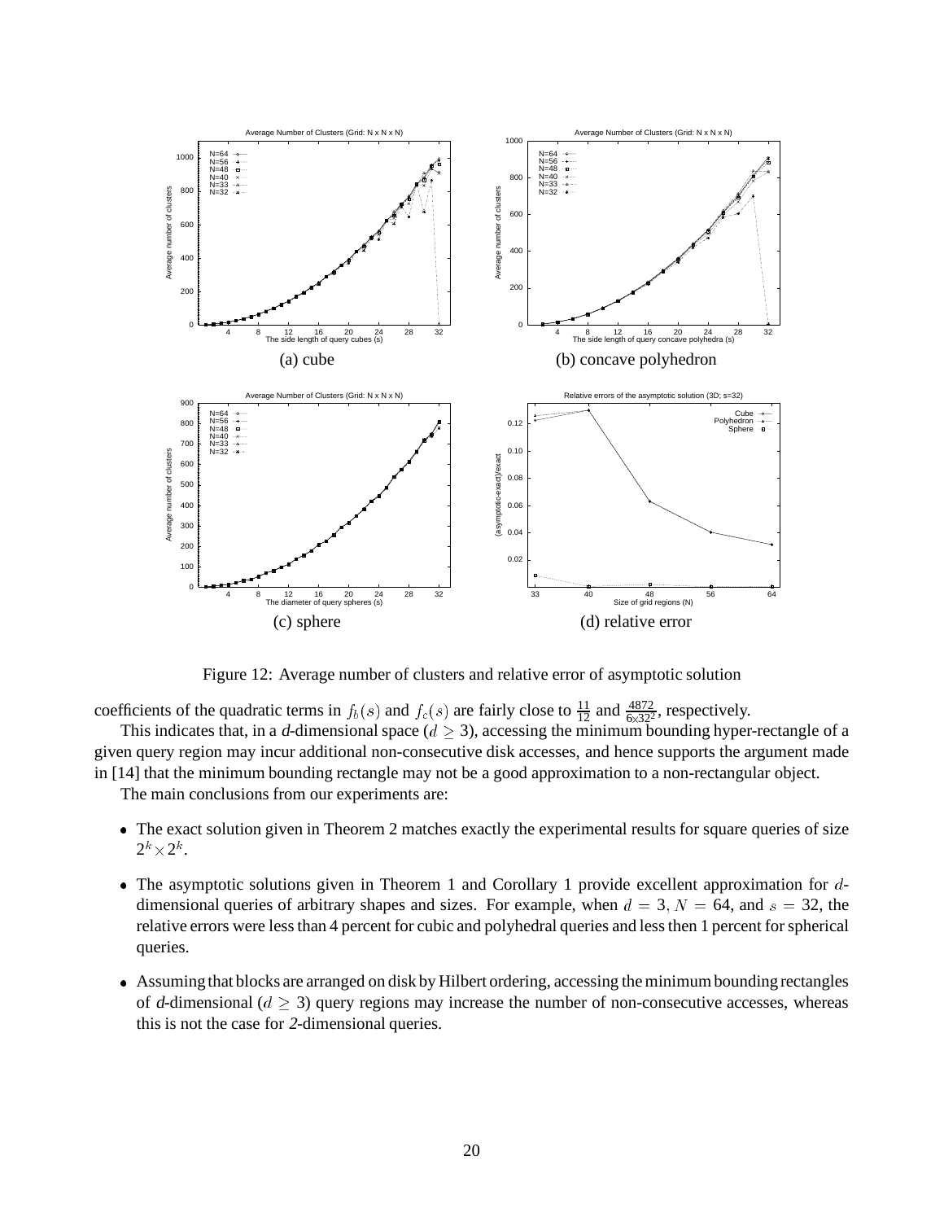(a) cube

(b) concave polyhedron

(c) sphere

(d) relative error

Figure 12: Average number of clusters and relative error of asymptotic solution

coefficients of the quadratic terms in $f_b(s)$ and $f_c(s)$ are fairly close to $\frac{11}{12}$ and $\frac{4872}{6 \times 32^2}$, respectively.

This indicates that, in a *d*-dimensional space ($d \geq 3$), accessing the minimum bounding hyper-rectangle of a given query region may incur additional non-consecutive disk accesses, and hence supports the argument made in [14] that the minimum bounding rectangle may not be a good approximation to a non-rectangular object.

The main conclusions from our experiments are:

- The exact solution given in Theorem 2 matches exactly the experimental results for square queries of size $2^k \times 2^k$.
- The asymptotic solutions given in Theorem 1 and Corollary 1 provide excellent approximation for $d$-dimensional queries of arbitrary shapes and sizes. For example, when $d = 3$, $N = 64$, and $s = 32$, the relative errors were less than 4 percent for cubic and polyhedral queries and less then 1 percent for spherical queries.
- Assuming that blocks are arranged on disk by Hilbert ordering, accessing the minimum bounding rectangles of *d*-dimensional ($d \geq 3$) query regions may increase the number of non-consecutive accesses, whereas this is not the case for *2*-dimensional queries.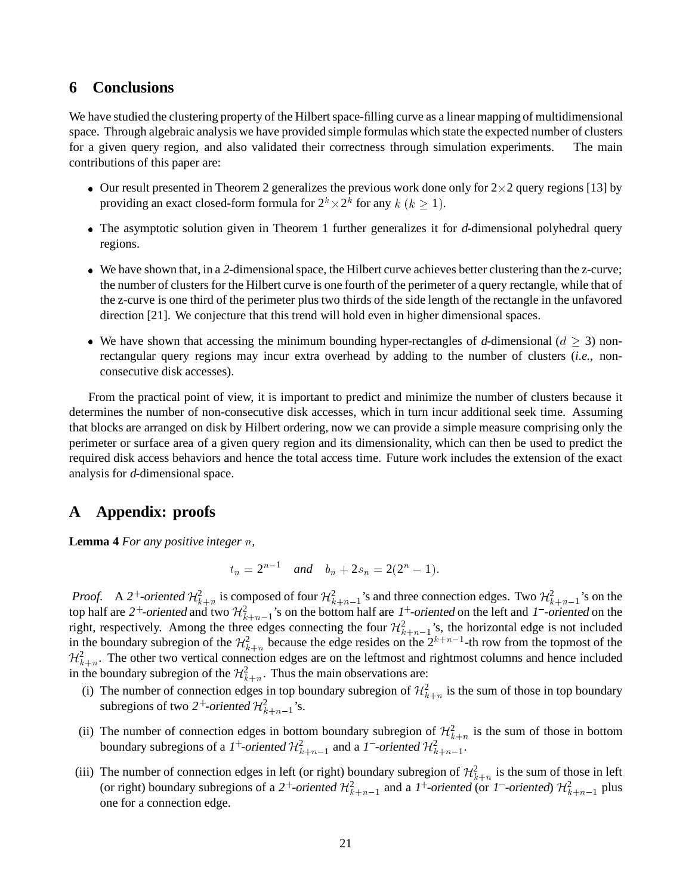## 6 Conclusions

We have studied the clustering property of the Hilbert space-filling curve as a linear mapping of multidimensional space. Through algebraic analysis we have provided simple formulas which state the expected number of clusters for a given query region, and also validated their correctness through simulation experiments. The main contributions of this paper are:

- Our result presented in Theorem 2 generalizes the previous work done only for $2 \times 2$ query regions [13] by providing an exact closed-form formula for $2^k \times 2^k$ for any $k$ ($k \geq 1$).
- The asymptotic solution given in Theorem 1 further generalizes it for *d*-dimensional polyhedral query regions.
- We have shown that, in a *2*-dimensional space, the Hilbert curve achieves better clustering than the z-curve; the number of clusters for the Hilbert curve is one fourth of the perimeter of a query rectangle, while that of the z-curve is one third of the perimeter plus two thirds of the side length of the rectangle in the unfavored direction [21]. We conjecture that this trend will hold even in higher dimensional spaces.
- We have shown that accessing the minimum bounding hyper-rectangles of *d*-dimensional ($d \geq 3$) non-rectangular query regions may incur extra overhead by adding to the number of clusters (*i.e.*, non-consecutive disk accesses).

From the practical point of view, it is important to predict and minimize the number of clusters because it determines the number of non-consecutive disk accesses, which in turn incur additional seek time. Assuming that blocks are arranged on disk by Hilbert ordering, now we can provide a simple measure comprising only the perimeter or surface area of a given query region and its dimensionality, which can then be used to predict the required disk access behaviors and hence the total access time. Future work includes the extension of the exact analysis for *d*-dimensional space.

## A Appendix: proofs

**Lemma 4** *For any positive integer* $n$,

$$t_n = 2^{n-1} \quad \textit{and} \quad b_n + 2s_n = 2(2^n - 1).$$

*Proof.* A *2*$^+$*-oriented* $\mathcal{H}^2_{k+n}$ is composed of four $\mathcal{H}^2_{k+n-1}$'s and three connection edges. Two $\mathcal{H}^2_{k+n-1}$'s on the top half are *2*$^+$*-oriented* and two $\mathcal{H}^2_{k+n-1}$'s on the bottom half are *1*$^+$*-oriented* on the left and *1*$^-$*-oriented* on the right, respectively. Among the three edges connecting the four $\mathcal{H}^2_{k+n-1}$'s, the horizontal edge is not included in the boundary subregion of the $\mathcal{H}^2_{k+n}$ because the edge resides on the $2^{k+n-1}$-th row from the topmost of the $\mathcal{H}^2_{k+n}$. The other two vertical connection edges are on the leftmost and rightmost columns and hence included in the boundary subregion of the $\mathcal{H}^2_{k+n}$. Thus the main observations are:

(i) The number of connection edges in top boundary subregion of $\mathcal{H}^2_{k+n}$ is the sum of those in top boundary subregions of two *2*$^+$*-oriented* $\mathcal{H}^2_{k+n-1}$'s.

(ii) The number of connection edges in bottom boundary subregion of $\mathcal{H}^2_{k+n}$ is the sum of those in bottom boundary subregions of a *1*$^+$*-oriented* $\mathcal{H}^2_{k+n-1}$ and a *1*$^-$*-oriented* $\mathcal{H}^2_{k+n-1}$.

(iii) The number of connection edges in left (or right) boundary subregion of $\mathcal{H}^2_{k+n}$ is the sum of those in left (or right) boundary subregions of a *2*$^+$*-oriented* $\mathcal{H}^2_{k+n-1}$ and a *1*$^+$*-oriented* (or *1*$^-$*-oriented*) $\mathcal{H}^2_{k+n-1}$ plus one for a connection edge.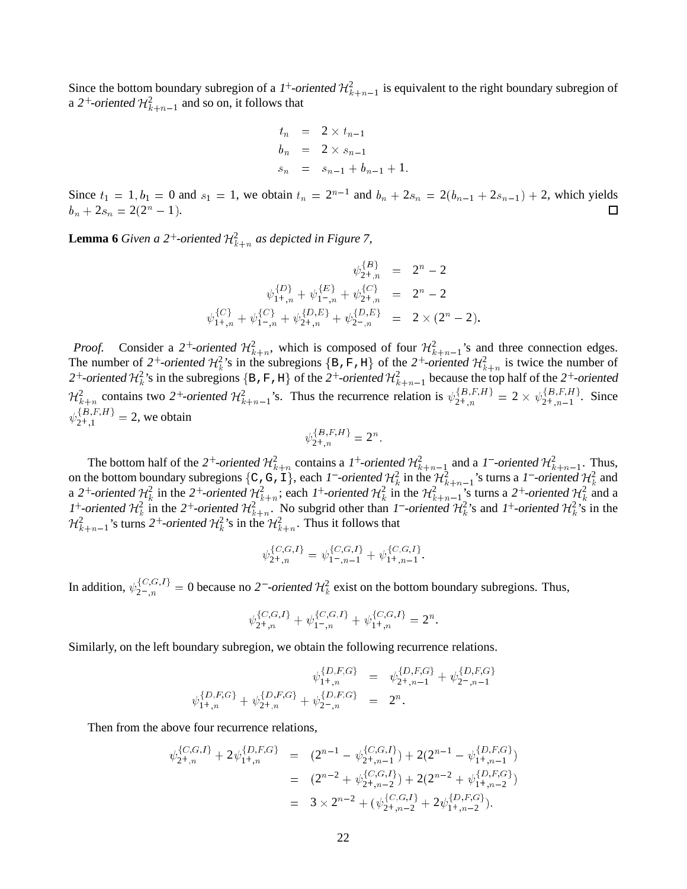Since the bottom boundary subregion of a *1⁺-oriented* $\mathcal{H}^2_{k+n-1}$ is equivalent to the right boundary subregion of a *2⁺-oriented* $\mathcal{H}^2_{k+n-1}$ and so on, it follows that

$$
\begin{aligned}
t_n &= 2 \times t_{n-1} \\
b_n &= 2 \times s_{n-1} \\
s_n &= s_{n-1} + b_{n-1} + 1.
\end{aligned}
$$

Since $t_1 = 1, b_1 = 0$ and $s_1 = 1$, we obtain $t_n = 2^{n-1}$ and $b_n + 2s_n = 2(b_{n-1} + 2s_{n-1}) + 2$, which yields $b_n + 2s_n = 2(2^n - 1)$. □

**Lemma 6** *Given a $2^+$-oriented $\mathcal{H}^2_{k+n}$ as depicted in Figure 7,*

$$
\begin{aligned}
\psi^{\{B\}}_{2^+,n} &= 2^n - 2 \\
\psi^{\{D\}}_{1^+,n} + \psi^{\{E\}}_{1^-,n} + \psi^{\{C\}}_{2^+,n} &= 2^n - 2 \\
\psi^{\{C\}}_{1^+,n} + \psi^{\{C\}}_{1^-,n} + \psi^{\{D,E\}}_{2^+,n} + \psi^{\{D,E\}}_{2^-,n} &= 2 \times (2^n - 2).
\end{aligned}
$$

*Proof.* Consider a *2⁺-oriented* $\mathcal{H}^2_{k+n}$, which is composed of four $\mathcal{H}^2_{k+n-1}$'s and three connection edges. The number of *2⁺-oriented* $\mathcal{H}^2_k$'s in the subregions {B,F,H} of the *2⁺-oriented* $\mathcal{H}^2_{k+n}$ is twice the number of *2⁺-oriented* $\mathcal{H}^2_k$'s in the subregions {B,F,H} of the *2⁺-oriented* $\mathcal{H}^2_{k+n-1}$ because the top half of the *2⁺-oriented* $\mathcal{H}^2_{k+n}$ contains two *2⁺-oriented* $\mathcal{H}^2_{k+n-1}$'s. Thus the recurrence relation is $\psi^{\{B,F,H\}}_{2^+,n} = 2 \times \psi^{\{B,F,H\}}_{2^+,n-1}$. Since $\psi^{\{B,F,H\}}_{2^+,1} = 2$, we obtain

$$\psi^{\{B,F,H\}}_{2^+,n} = 2^n.$$

The bottom half of the *2⁺-oriented* $\mathcal{H}^2_{k+n}$ contains a *1⁺-oriented* $\mathcal{H}^2_{k+n-1}$ and a *1⁻-oriented* $\mathcal{H}^2_{k+n-1}$. Thus, on the bottom boundary subregions {C,G,I}, each *1⁻-oriented* $\mathcal{H}^2_k$ in the $\mathcal{H}^2_{k+n-1}$'s turns a *1⁻-oriented* $\mathcal{H}^2_k$ and a *2⁺-oriented* $\mathcal{H}^2_k$ in the *2⁺-oriented* $\mathcal{H}^2_{k+n}$; each *1⁺-oriented* $\mathcal{H}^2_k$ in the $\mathcal{H}^2_{k+n-1}$'s turns a *2⁺-oriented* $\mathcal{H}^2_k$ and a *1⁺-oriented* $\mathcal{H}^2_k$ in the *2⁺-oriented* $\mathcal{H}^2_{k+n}$. No subgrid other than *1⁻-oriented* $\mathcal{H}^2_k$'s and *1⁺-oriented* $\mathcal{H}^2_k$'s in the $\mathcal{H}^2_{k+n-1}$'s turns *2⁺-oriented* $\mathcal{H}^2_k$'s in the $\mathcal{H}^2_{k+n}$. Thus it follows that

$$\psi^{\{C,G,I\}}_{2^+,n} = \psi^{\{C,G,I\}}_{1^-,n-1} + \psi^{\{C,G,I\}}_{1^+,n-1}.$$

In addition, $\psi^{\{C,G,I\}}_{2^-,n} = 0$ because no *2⁻-oriented* $\mathcal{H}^2_k$ exist on the bottom boundary subregions. Thus,

$$\psi^{\{C,G,I\}}_{2^+,n} + \psi^{\{C,G,I\}}_{1^-,n} + \psi^{\{C,G,I\}}_{1^+,n} = 2^n.$$

Similarly, on the left boundary subregion, we obtain the following recurrence relations.

$$
\begin{aligned}
\psi^{\{D,F,G\}}_{1^+,n} &= \psi^{\{D,F,G\}}_{2^+,n-1} + \psi^{\{D,F,G\}}_{2^-,n-1} \\
\psi^{\{D,F,G\}}_{1^+,n} + \psi^{\{D,F,G\}}_{2^+,n} + \psi^{\{D,F,G\}}_{2^-,n} &= 2^n.
\end{aligned}
$$

Then from the above four recurrence relations,

$$
\begin{aligned}
\psi^{\{C,G,I\}}_{2^+,n} + 2\psi^{\{D,F,G\}}_{1^+,n} &= (2^{n-1} - \psi^{\{C,G,I\}}_{2^+,n-1}) + 2(2^{n-1} - \psi^{\{D,F,G\}}_{1^+,n-1}) \\
&= (2^{n-2} + \psi^{\{C,G,I\}}_{2^+,n-2}) + 2(2^{n-2} + \psi^{\{D,F,G\}}_{1^+,n-2}) \\
&= 3 \times 2^{n-2} + (\psi^{\{C,G,I\}}_{2^+,n-2} + 2\psi^{\{D,F,G\}}_{1^+,n-2}).
\end{aligned}
$$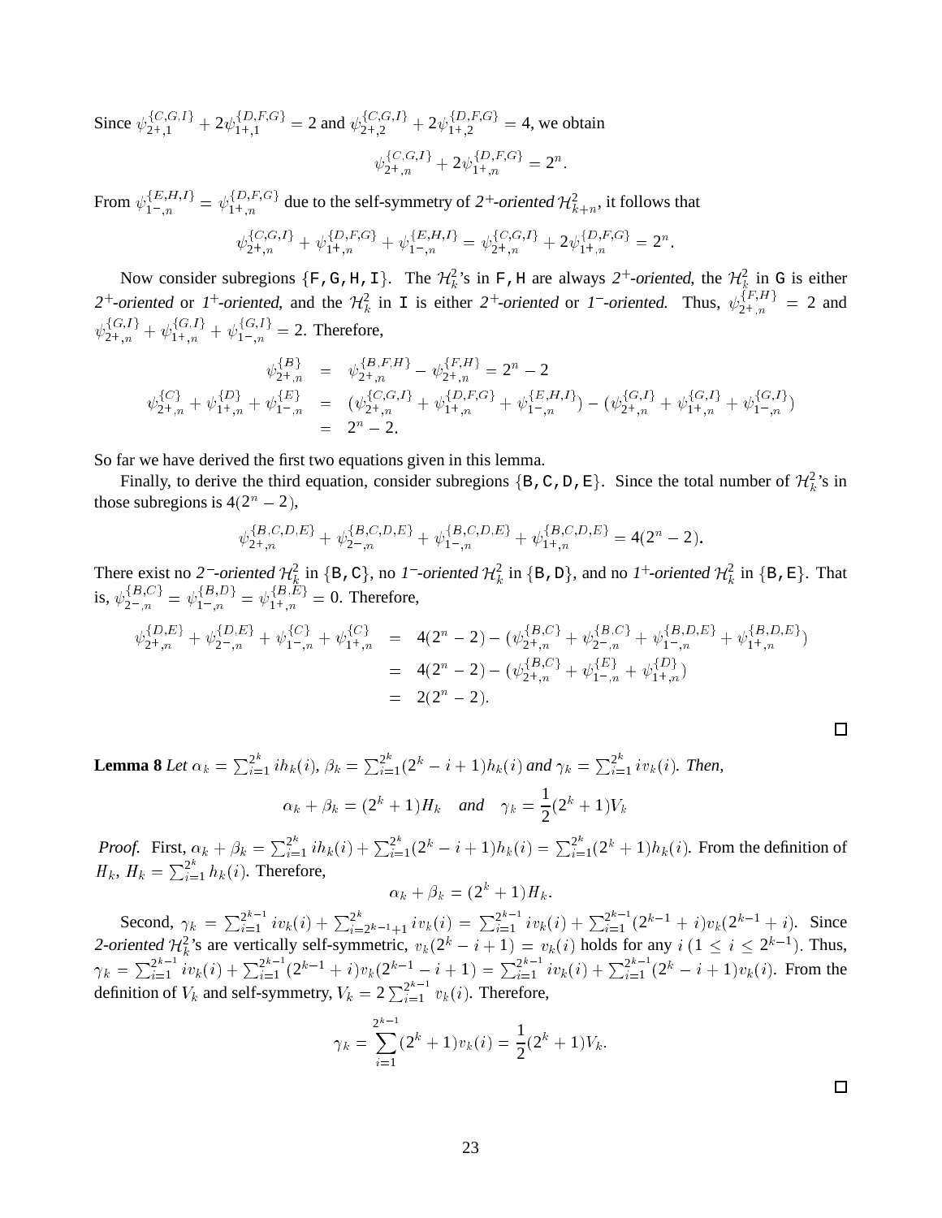Since $\psi^{\{C,G,I\}}_{2^+,1} + 2\psi^{\{D,F,G\}}_{1^+,1} = 2$ and $\psi^{\{C,G,I\}}_{2^+,2} + 2\psi^{\{D,F,G\}}_{1^+,2} = 4$, we obtain

$$\psi^{\{C,G,I\}}_{2^+,n} + 2\psi^{\{D,F,G\}}_{1^+,n} = 2^n.$$

From $\psi^{\{E,H,I\}}_{1^-,n} = \psi^{\{D,F,G\}}_{1^+,n}$ due to the self-symmetry of *2⁺-oriented* $\mathcal{H}^2_{k+n}$, it follows that

$$\psi^{\{C,G,I\}}_{2^+,n} + \psi^{\{D,F,G\}}_{1^+,n} + \psi^{\{E,H,I\}}_{1^-,n} = \psi^{\{C,G,I\}}_{2^+,n} + 2\psi^{\{D,F,G\}}_{1^+,n} = 2^n.$$

Now consider subregions {F, G, H, I}. The $\mathcal{H}^2_k$'s in F, H are always *2⁺-oriented*, the $\mathcal{H}^2_k$ in G is either *2⁺-oriented* or *1⁺-oriented*, and the $\mathcal{H}^2_k$ in I is either *2⁺-oriented* or *1⁻-oriented*. Thus, $\psi^{\{F,H\}}_{2^+,n} = 2$ and $\psi^{\{G,I\}}_{2^+,n} + \psi^{\{G,I\}}_{1^+,n} + \psi^{\{G,I\}}_{1^-,n} = 2$. Therefore,

$$\begin{aligned}
\psi^{\{B\}}_{2^+,n} &= \psi^{\{B,F,H\}}_{2^+,n} - \psi^{\{F,H\}}_{2^+,n} = 2^n - 2 \\
\psi^{\{C\}}_{2^+,n} + \psi^{\{D\}}_{1^+,n} + \psi^{\{E\}}_{1^-,n} &= (\psi^{\{C,G,I\}}_{2^+,n} + \psi^{\{D,F,G\}}_{1^+,n} + \psi^{\{E,H,I\}}_{1^-,n}) - (\psi^{\{G,I\}}_{2^+,n} + \psi^{\{G,I\}}_{1^+,n} + \psi^{\{G,I\}}_{1^-,n}) \\
&= 2^n - 2.
\end{aligned}$$

So far we have derived the first two equations given in this lemma.

Finally, to derive the third equation, consider subregions {B, C, D, E}. Since the total number of $\mathcal{H}^2_k$'s in those subregions is $4(2^n - 2)$,

$$\psi^{\{B,C,D,E\}}_{2^+,n} + \psi^{\{B,C,D,E\}}_{2^-,n} + \psi^{\{B,C,D,E\}}_{1^-,n} + \psi^{\{B,C,D,E\}}_{1^+,n} = 4(2^n - 2).$$

There exist no *2⁻-oriented* $\mathcal{H}^2_k$ in {B, C}, no *1⁻-oriented* $\mathcal{H}^2_k$ in {B, D}, and no *1⁺-oriented* $\mathcal{H}^2_k$ in {B, E}. That is, $\psi^{\{B,C\}}_{2^-,n} = \psi^{\{B,D\}}_{1^-,n} = \psi^{\{B,E\}}_{1^+,n} = 0$. Therefore,

$$\begin{aligned}
\psi^{\{D,E\}}_{2^+,n} + \psi^{\{D,E\}}_{2^-,n} + \psi^{\{C\}}_{1^-,n} + \psi^{\{C\}}_{1^+,n} &= 4(2^n - 2) - (\psi^{\{B,C\}}_{2^+,n} + \psi^{\{B,C\}}_{2^-,n} + \psi^{\{B,D,E\}}_{1^-,n} + \psi^{\{B,D,E\}}_{1^+,n}) \\
&= 4(2^n - 2) - (\psi^{\{B,C\}}_{2^+,n} + \psi^{\{E\}}_{1^-,n} + \psi^{\{D\}}_{1^+,n}) \\
&= 2(2^n - 2).
\end{aligned}$$

□

**Lemma 8** *Let* $\alpha_k = \sum_{i=1}^{2^k} i h_k(i)$, $\beta_k = \sum_{i=1}^{2^k}(2^k - i + 1)h_k(i)$ *and* $\gamma_k = \sum_{i=1}^{2^k} i v_k(i)$. *Then,*

$$\alpha_k + \beta_k = (2^k + 1)H_k \quad \textit{and} \quad \gamma_k = \frac{1}{2}(2^k + 1)V_k$$

*Proof.* First, $\alpha_k + \beta_k = \sum_{i=1}^{2^k} i h_k(i) + \sum_{i=1}^{2^k}(2^k - i + 1)h_k(i) = \sum_{i=1}^{2^k}(2^k + 1)h_k(i)$. From the definition of $H_k$, $H_k = \sum_{i=1}^{2^k} h_k(i)$. Therefore,

$$\alpha_k + \beta_k = (2^k + 1)H_k.$$

Second, $\gamma_k = \sum_{i=1}^{2^{k-1}} i v_k(i) + \sum_{i=2^{k-1}+1}^{2^k} i v_k(i) = \sum_{i=1}^{2^{k-1}} i v_k(i) + \sum_{i=1}^{2^{k-1}}(2^{k-1} + i)v_k(2^{k-1} + i)$. Since *2-oriented* $\mathcal{H}^2_k$'s are vertically self-symmetric, $v_k(2^k - i + 1) = v_k(i)$ holds for any $i$ $(1 \le i \le 2^{k-1})$. Thus, $\gamma_k = \sum_{i=1}^{2^{k-1}} i v_k(i) + \sum_{i=1}^{2^{k-1}}(2^{k-1} + i)v_k(2^{k-1} - i + 1) = \sum_{i=1}^{2^{k-1}} i v_k(i) + \sum_{i=1}^{2^{k-1}}(2^k - i + 1)v_k(i)$. From the definition of $V_k$ and self-symmetry, $V_k = 2\sum_{i=1}^{2^{k-1}} v_k(i)$. Therefore,

$$\gamma_k = \sum_{i=1}^{2^{k-1}}(2^k + 1)v_k(i) = \frac{1}{2}(2^k + 1)V_k.$$

□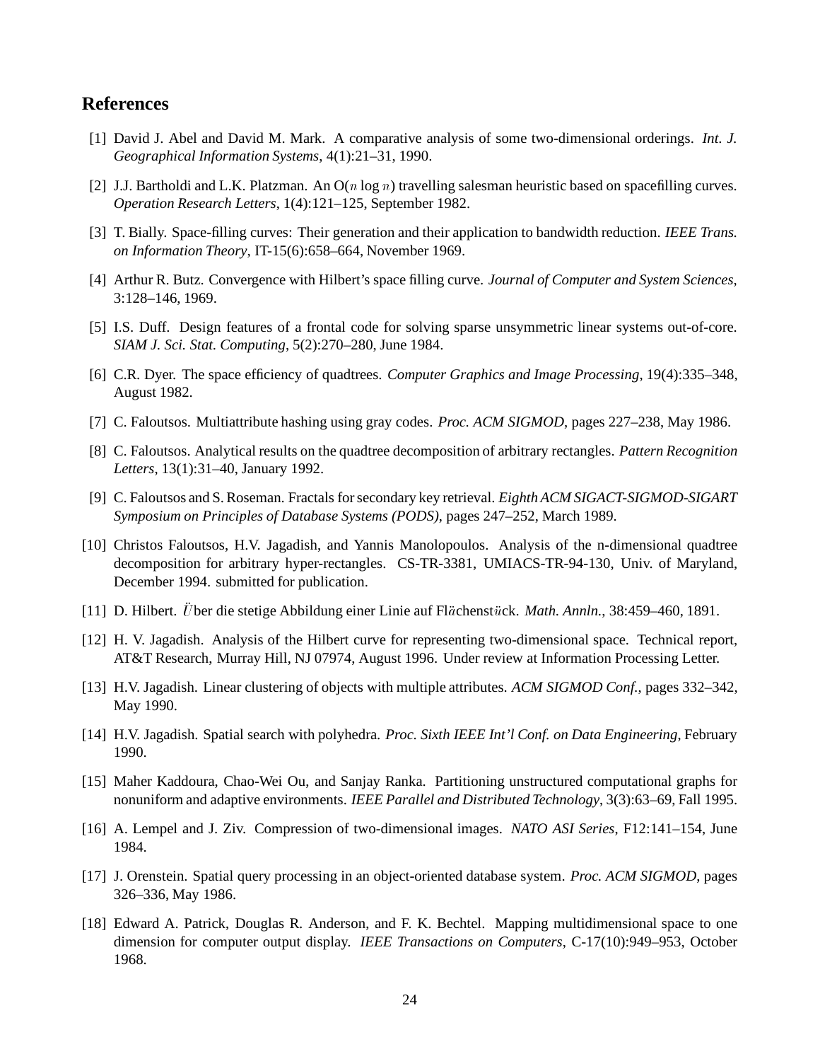## References

[1] David J. Abel and David M. Mark. A comparative analysis of some two-dimensional orderings. *Int. J. Geographical Information Systems*, 4(1):21–31, 1990.

[2] J.J. Bartholdi and L.K. Platzman. An O($n \log n$) travelling salesman heuristic based on spacefilling curves. *Operation Research Letters*, 1(4):121–125, September 1982.

[3] T. Bially. Space-filling curves: Their generation and their application to bandwidth reduction. *IEEE Trans. on Information Theory*, IT-15(6):658–664, November 1969.

[4] Arthur R. Butz. Convergence with Hilbert's space filling curve. *Journal of Computer and System Sciences*, 3:128–146, 1969.

[5] I.S. Duff. Design features of a frontal code for solving sparse unsymmetric linear systems out-of-core. *SIAM J. Sci. Stat. Computing*, 5(2):270–280, June 1984.

[6] C.R. Dyer. The space efficiency of quadtrees. *Computer Graphics and Image Processing*, 19(4):335–348, August 1982.

[7] C. Faloutsos. Multiattribute hashing using gray codes. *Proc. ACM SIGMOD*, pages 227–238, May 1986.

[8] C. Faloutsos. Analytical results on the quadtree decomposition of arbitrary rectangles. *Pattern Recognition Letters*, 13(1):31–40, January 1992.

[9] C. Faloutsos and S. Roseman. Fractals for secondary key retrieval. *Eighth ACM SIGACT-SIGMOD-SIGART Symposium on Principles of Database Systems (PODS)*, pages 247–252, March 1989.

[10] Christos Faloutsos, H.V. Jagadish, and Yannis Manolopoulos. Analysis of the n-dimensional quadtree decomposition for arbitrary hyper-rectangles. CS-TR-3381, UMIACS-TR-94-130, Univ. of Maryland, December 1994. submitted for publication.

[11] D. Hilbert. Über die stetige Abbildung einer Linie auf Flächenstück. *Math. Annln.*, 38:459–460, 1891.

[12] H. V. Jagadish. Analysis of the Hilbert curve for representing two-dimensional space. Technical report, AT&T Research, Murray Hill, NJ 07974, August 1996. Under review at Information Processing Letter.

[13] H.V. Jagadish. Linear clustering of objects with multiple attributes. *ACM SIGMOD Conf.*, pages 332–342, May 1990.

[14] H.V. Jagadish. Spatial search with polyhedra. *Proc. Sixth IEEE Int'l Conf. on Data Engineering*, February 1990.

[15] Maher Kaddoura, Chao-Wei Ou, and Sanjay Ranka. Partitioning unstructured computational graphs for nonuniform and adaptive environments. *IEEE Parallel and Distributed Technology*, 3(3):63–69, Fall 1995.

[16] A. Lempel and J. Ziv. Compression of two-dimensional images. *NATO ASI Series*, F12:141–154, June 1984.

[17] J. Orenstein. Spatial query processing in an object-oriented database system. *Proc. ACM SIGMOD*, pages 326–336, May 1986.

[18] Edward A. Patrick, Douglas R. Anderson, and F. K. Bechtel. Mapping multidimensional space to one dimension for computer output display. *IEEE Transactions on Computers*, C-17(10):949–953, October 1968.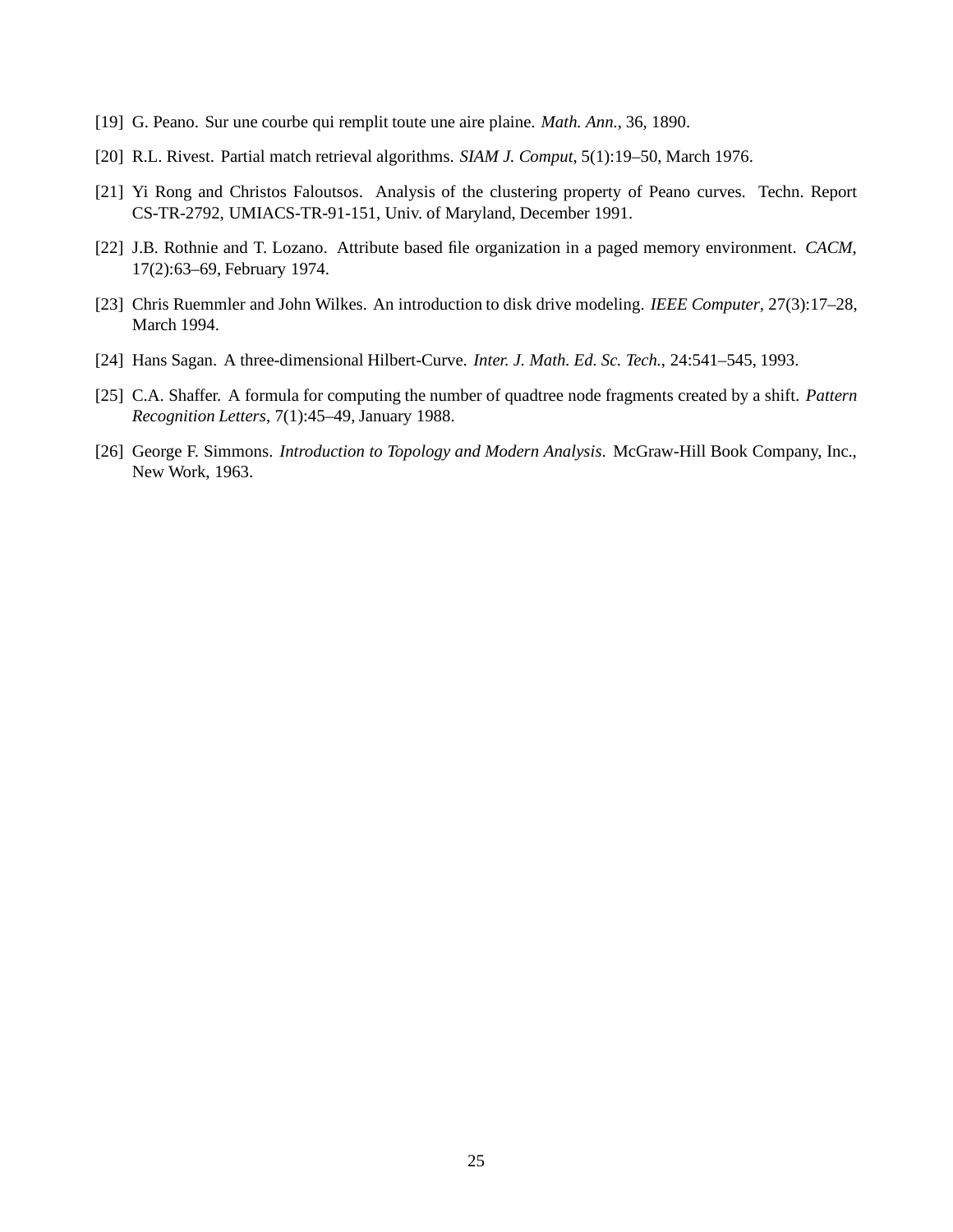[19] G. Peano. Sur une courbe qui remplit toute une aire plaine. *Math. Ann.*, 36, 1890.

[20] R.L. Rivest. Partial match retrieval algorithms. *SIAM J. Comput*, 5(1):19–50, March 1976.

[21] Yi Rong and Christos Faloutsos. Analysis of the clustering property of Peano curves. Techn. Report CS-TR-2792, UMIACS-TR-91-151, Univ. of Maryland, December 1991.

[22] J.B. Rothnie and T. Lozano. Attribute based file organization in a paged memory environment. *CACM*, 17(2):63–69, February 1974.

[23] Chris Ruemmler and John Wilkes. An introduction to disk drive modeling. *IEEE Computer*, 27(3):17–28, March 1994.

[24] Hans Sagan. A three-dimensional Hilbert-Curve. *Inter. J. Math. Ed. Sc. Tech.*, 24:541–545, 1993.

[25] C.A. Shaffer. A formula for computing the number of quadtree node fragments created by a shift. *Pattern Recognition Letters*, 7(1):45–49, January 1988.

[26] George F. Simmons. *Introduction to Topology and Modern Analysis*. McGraw-Hill Book Company, Inc., New Work, 1963.